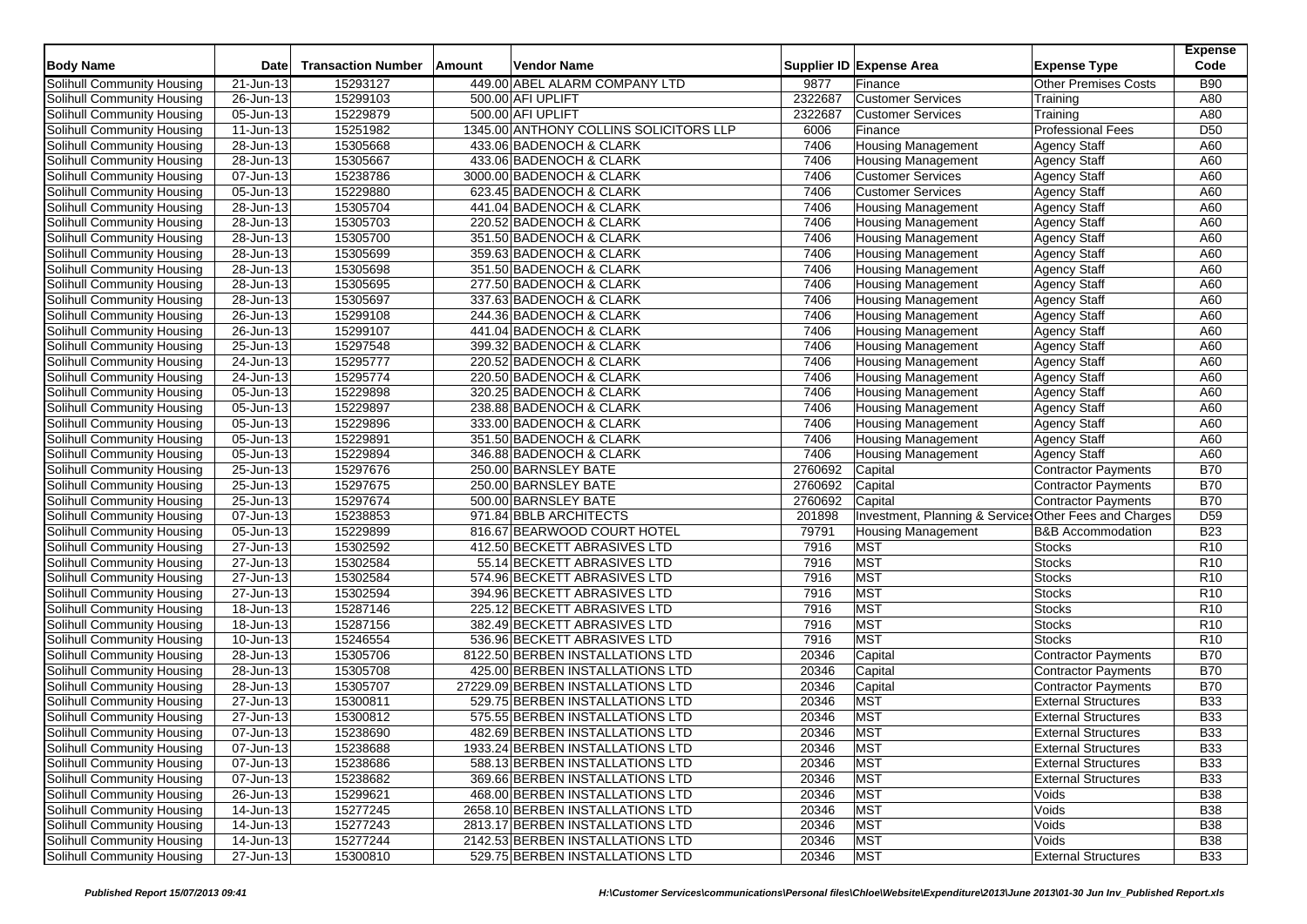| Body Name | Date | Transaction Number | Amount | Vendor Name | Supplier ID | Expense Area | Expense Type | Expense Code |
|---|---|---|---|---|---|---|---|---|
| Solihull Community Housing | 21-Jun-13 | 15293127 | 449.00 | ABEL ALARM COMPANY LTD | 9877 | Finance | Other Premises Costs | B90 |
| Solihull Community Housing | 26-Jun-13 | 15299103 | 500.00 | AFI UPLIFT | 2322687 | Customer Services | Training | A80 |
| Solihull Community Housing | 05-Jun-13 | 15229879 | 500.00 | AFI UPLIFT | 2322687 | Customer Services | Training | A80 |
| Solihull Community Housing | 11-Jun-13 | 15251982 | 1345.00 | ANTHONY COLLINS SOLICITORS LLP | 6006 | Finance | Professional Fees | D50 |
| Solihull Community Housing | 28-Jun-13 | 15305668 | 433.06 | BADENOCH & CLARK | 7406 | Housing Management | Agency Staff | A60 |
| Solihull Community Housing | 28-Jun-13 | 15305667 | 433.06 | BADENOCH & CLARK | 7406 | Housing Management | Agency Staff | A60 |
| Solihull Community Housing | 07-Jun-13 | 15238786 | 3000.00 | BADENOCH & CLARK | 7406 | Customer Services | Agency Staff | A60 |
| Solihull Community Housing | 05-Jun-13 | 15229880 | 623.45 | BADENOCH & CLARK | 7406 | Customer Services | Agency Staff | A60 |
| Solihull Community Housing | 28-Jun-13 | 15305704 | 441.04 | BADENOCH & CLARK | 7406 | Housing Management | Agency Staff | A60 |
| Solihull Community Housing | 28-Jun-13 | 15305703 | 220.52 | BADENOCH & CLARK | 7406 | Housing Management | Agency Staff | A60 |
| Solihull Community Housing | 28-Jun-13 | 15305700 | 351.50 | BADENOCH & CLARK | 7406 | Housing Management | Agency Staff | A60 |
| Solihull Community Housing | 28-Jun-13 | 15305699 | 359.63 | BADENOCH & CLARK | 7406 | Housing Management | Agency Staff | A60 |
| Solihull Community Housing | 28-Jun-13 | 15305698 | 351.50 | BADENOCH & CLARK | 7406 | Housing Management | Agency Staff | A60 |
| Solihull Community Housing | 28-Jun-13 | 15305695 | 277.50 | BADENOCH & CLARK | 7406 | Housing Management | Agency Staff | A60 |
| Solihull Community Housing | 28-Jun-13 | 15305697 | 337.63 | BADENOCH & CLARK | 7406 | Housing Management | Agency Staff | A60 |
| Solihull Community Housing | 26-Jun-13 | 15299108 | 244.36 | BADENOCH & CLARK | 7406 | Housing Management | Agency Staff | A60 |
| Solihull Community Housing | 26-Jun-13 | 15299107 | 441.04 | BADENOCH & CLARK | 7406 | Housing Management | Agency Staff | A60 |
| Solihull Community Housing | 25-Jun-13 | 15297548 | 399.32 | BADENOCH & CLARK | 7406 | Housing Management | Agency Staff | A60 |
| Solihull Community Housing | 24-Jun-13 | 15295777 | 220.52 | BADENOCH & CLARK | 7406 | Housing Management | Agency Staff | A60 |
| Solihull Community Housing | 24-Jun-13 | 15295774 | 220.50 | BADENOCH & CLARK | 7406 | Housing Management | Agency Staff | A60 |
| Solihull Community Housing | 05-Jun-13 | 15229898 | 320.25 | BADENOCH & CLARK | 7406 | Housing Management | Agency Staff | A60 |
| Solihull Community Housing | 05-Jun-13 | 15229897 | 238.88 | BADENOCH & CLARK | 7406 | Housing Management | Agency Staff | A60 |
| Solihull Community Housing | 05-Jun-13 | 15229896 | 333.00 | BADENOCH & CLARK | 7406 | Housing Management | Agency Staff | A60 |
| Solihull Community Housing | 05-Jun-13 | 15229891 | 351.50 | BADENOCH & CLARK | 7406 | Housing Management | Agency Staff | A60 |
| Solihull Community Housing | 05-Jun-13 | 15229894 | 346.88 | BADENOCH & CLARK | 7406 | Housing Management | Agency Staff | A60 |
| Solihull Community Housing | 25-Jun-13 | 15297676 | 250.00 | BARNSLEY BATE | 2760692 | Capital | Contractor Payments | B70 |
| Solihull Community Housing | 25-Jun-13 | 15297675 | 250.00 | BARNSLEY BATE | 2760692 | Capital | Contractor Payments | B70 |
| Solihull Community Housing | 25-Jun-13 | 15297674 | 500.00 | BARNSLEY BATE | 2760692 | Capital | Contractor Payments | B70 |
| Solihull Community Housing | 07-Jun-13 | 15238853 | 971.84 | BBLB ARCHITECTS | 201898 | Investment, Planning & Services | Other Fees and Charges | D59 |
| Solihull Community Housing | 05-Jun-13 | 15229899 | 816.67 | BEARWOOD COURT HOTEL | 79791 | Housing Management | B&B Accommodation | B23 |
| Solihull Community Housing | 27-Jun-13 | 15302592 | 412.50 | BECKETT ABRASIVES LTD | 7916 | MST | Stocks | R10 |
| Solihull Community Housing | 27-Jun-13 | 15302584 | 55.14 | BECKETT ABRASIVES LTD | 7916 | MST | Stocks | R10 |
| Solihull Community Housing | 27-Jun-13 | 15302584 | 574.96 | BECKETT ABRASIVES LTD | 7916 | MST | Stocks | R10 |
| Solihull Community Housing | 27-Jun-13 | 15302594 | 394.96 | BECKETT ABRASIVES LTD | 7916 | MST | Stocks | R10 |
| Solihull Community Housing | 18-Jun-13 | 15287146 | 225.12 | BECKETT ABRASIVES LTD | 7916 | MST | Stocks | R10 |
| Solihull Community Housing | 18-Jun-13 | 15287156 | 382.49 | BECKETT ABRASIVES LTD | 7916 | MST | Stocks | R10 |
| Solihull Community Housing | 10-Jun-13 | 15246554 | 536.96 | BECKETT ABRASIVES LTD | 7916 | MST | Stocks | R10 |
| Solihull Community Housing | 28-Jun-13 | 15305706 | 8122.50 | BERBEN INSTALLATIONS LTD | 20346 | Capital | Contractor Payments | B70 |
| Solihull Community Housing | 28-Jun-13 | 15305708 | 425.00 | BERBEN INSTALLATIONS LTD | 20346 | Capital | Contractor Payments | B70 |
| Solihull Community Housing | 28-Jun-13 | 15305707 | 27229.09 | BERBEN INSTALLATIONS LTD | 20346 | Capital | Contractor Payments | B70 |
| Solihull Community Housing | 27-Jun-13 | 15300811 | 529.75 | BERBEN INSTALLATIONS LTD | 20346 | MST | External Structures | B33 |
| Solihull Community Housing | 27-Jun-13 | 15300812 | 575.55 | BERBEN INSTALLATIONS LTD | 20346 | MST | External Structures | B33 |
| Solihull Community Housing | 07-Jun-13 | 15238690 | 482.69 | BERBEN INSTALLATIONS LTD | 20346 | MST | External Structures | B33 |
| Solihull Community Housing | 07-Jun-13 | 15238688 | 1933.24 | BERBEN INSTALLATIONS LTD | 20346 | MST | External Structures | B33 |
| Solihull Community Housing | 07-Jun-13 | 15238686 | 588.13 | BERBEN INSTALLATIONS LTD | 20346 | MST | External Structures | B33 |
| Solihull Community Housing | 07-Jun-13 | 15238682 | 369.66 | BERBEN INSTALLATIONS LTD | 20346 | MST | External Structures | B33 |
| Solihull Community Housing | 26-Jun-13 | 15299621 | 468.00 | BERBEN INSTALLATIONS LTD | 20346 | MST | Voids | B38 |
| Solihull Community Housing | 14-Jun-13 | 15277245 | 2658.10 | BERBEN INSTALLATIONS LTD | 20346 | MST | Voids | B38 |
| Solihull Community Housing | 14-Jun-13 | 15277243 | 2813.17 | BERBEN INSTALLATIONS LTD | 20346 | MST | Voids | B38 |
| Solihull Community Housing | 14-Jun-13 | 15277244 | 2142.53 | BERBEN INSTALLATIONS LTD | 20346 | MST | Voids | B38 |
| Solihull Community Housing | 27-Jun-13 | 15300810 | 529.75 | BERBEN INSTALLATIONS LTD | 20346 | MST | External Structures | B33 |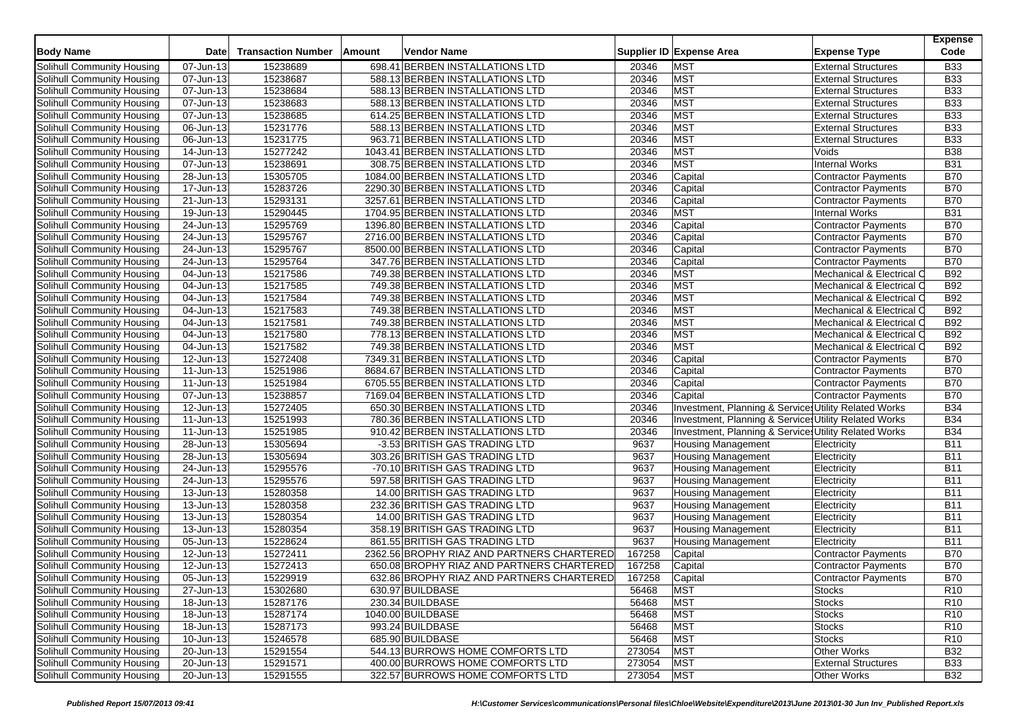| Body Name | Date | Transaction Number | Amount | Vendor Name | Supplier ID | Expense Area | Expense Type | Expense Code |
|---|---|---|---|---|---|---|---|---|
| Solihull Community Housing | 07-Jun-13 | 15238689 | 698.41 | BERBEN INSTALLATIONS LTD | 20346 | MST | External Structures | B33 |
| Solihull Community Housing | 07-Jun-13 | 15238687 | 588.13 | BERBEN INSTALLATIONS LTD | 20346 | MST | External Structures | B33 |
| Solihull Community Housing | 07-Jun-13 | 15238684 | 588.13 | BERBEN INSTALLATIONS LTD | 20346 | MST | External Structures | B33 |
| Solihull Community Housing | 07-Jun-13 | 15238683 | 588.13 | BERBEN INSTALLATIONS LTD | 20346 | MST | External Structures | B33 |
| Solihull Community Housing | 07-Jun-13 | 15238685 | 614.25 | BERBEN INSTALLATIONS LTD | 20346 | MST | External Structures | B33 |
| Solihull Community Housing | 06-Jun-13 | 15231776 | 588.13 | BERBEN INSTALLATIONS LTD | 20346 | MST | External Structures | B33 |
| Solihull Community Housing | 06-Jun-13 | 15231775 | 963.71 | BERBEN INSTALLATIONS LTD | 20346 | MST | External Structures | B33 |
| Solihull Community Housing | 14-Jun-13 | 15277242 | 1043.41 | BERBEN INSTALLATIONS LTD | 20346 | MST | Voids | B38 |
| Solihull Community Housing | 07-Jun-13 | 15238691 | 308.75 | BERBEN INSTALLATIONS LTD | 20346 | MST | Internal Works | B31 |
| Solihull Community Housing | 28-Jun-13 | 15305705 | 1084.00 | BERBEN INSTALLATIONS LTD | 20346 | Capital | Contractor Payments | B70 |
| Solihull Community Housing | 17-Jun-13 | 15283726 | 2290.30 | BERBEN INSTALLATIONS LTD | 20346 | Capital | Contractor Payments | B70 |
| Solihull Community Housing | 21-Jun-13 | 15293131 | 3257.61 | BERBEN INSTALLATIONS LTD | 20346 | Capital | Contractor Payments | B70 |
| Solihull Community Housing | 19-Jun-13 | 15290445 | 1704.95 | BERBEN INSTALLATIONS LTD | 20346 | MST | Internal Works | B31 |
| Solihull Community Housing | 24-Jun-13 | 15295769 | 1396.80 | BERBEN INSTALLATIONS LTD | 20346 | Capital | Contractor Payments | B70 |
| Solihull Community Housing | 24-Jun-13 | 15295767 | 2716.00 | BERBEN INSTALLATIONS LTD | 20346 | Capital | Contractor Payments | B70 |
| Solihull Community Housing | 24-Jun-13 | 15295767 | 8500.00 | BERBEN INSTALLATIONS LTD | 20346 | Capital | Contractor Payments | B70 |
| Solihull Community Housing | 24-Jun-13 | 15295764 | 347.76 | BERBEN INSTALLATIONS LTD | 20346 | Capital | Contractor Payments | B70 |
| Solihull Community Housing | 04-Jun-13 | 15217586 | 749.38 | BERBEN INSTALLATIONS LTD | 20346 | MST | Mechanical & Electrical C | B92 |
| Solihull Community Housing | 04-Jun-13 | 15217585 | 749.38 | BERBEN INSTALLATIONS LTD | 20346 | MST | Mechanical & Electrical C | B92 |
| Solihull Community Housing | 04-Jun-13 | 15217584 | 749.38 | BERBEN INSTALLATIONS LTD | 20346 | MST | Mechanical & Electrical C | B92 |
| Solihull Community Housing | 04-Jun-13 | 15217583 | 749.38 | BERBEN INSTALLATIONS LTD | 20346 | MST | Mechanical & Electrical C | B92 |
| Solihull Community Housing | 04-Jun-13 | 15217581 | 749.38 | BERBEN INSTALLATIONS LTD | 20346 | MST | Mechanical & Electrical C | B92 |
| Solihull Community Housing | 04-Jun-13 | 15217580 | 778.13 | BERBEN INSTALLATIONS LTD | 20346 | MST | Mechanical & Electrical C | B92 |
| Solihull Community Housing | 04-Jun-13 | 15217582 | 749.38 | BERBEN INSTALLATIONS LTD | 20346 | MST | Mechanical & Electrical C | B92 |
| Solihull Community Housing | 12-Jun-13 | 15272408 | 7349.31 | BERBEN INSTALLATIONS LTD | 20346 | Capital | Contractor Payments | B70 |
| Solihull Community Housing | 11-Jun-13 | 15251986 | 8684.67 | BERBEN INSTALLATIONS LTD | 20346 | Capital | Contractor Payments | B70 |
| Solihull Community Housing | 11-Jun-13 | 15251984 | 6705.55 | BERBEN INSTALLATIONS LTD | 20346 | Capital | Contractor Payments | B70 |
| Solihull Community Housing | 07-Jun-13 | 15238857 | 7169.04 | BERBEN INSTALLATIONS LTD | 20346 | Capital | Contractor Payments | B70 |
| Solihull Community Housing | 12-Jun-13 | 15272405 | 650.30 | BERBEN INSTALLATIONS LTD | 20346 | Investment, Planning & Services | Utility Related Works | B34 |
| Solihull Community Housing | 11-Jun-13 | 15251993 | 780.36 | BERBEN INSTALLATIONS LTD | 20346 | Investment, Planning & Services | Utility Related Works | B34 |
| Solihull Community Housing | 11-Jun-13 | 15251985 | 910.42 | BERBEN INSTALLATIONS LTD | 20346 | Investment, Planning & Services | Utility Related Works | B34 |
| Solihull Community Housing | 28-Jun-13 | 15305694 | -3.53 | BRITISH GAS TRADING LTD | 9637 | Housing Management | Electricity | B11 |
| Solihull Community Housing | 28-Jun-13 | 15305694 | 303.26 | BRITISH GAS TRADING LTD | 9637 | Housing Management | Electricity | B11 |
| Solihull Community Housing | 24-Jun-13 | 15295576 | -70.10 | BRITISH GAS TRADING LTD | 9637 | Housing Management | Electricity | B11 |
| Solihull Community Housing | 24-Jun-13 | 15295576 | 597.58 | BRITISH GAS TRADING LTD | 9637 | Housing Management | Electricity | B11 |
| Solihull Community Housing | 13-Jun-13 | 15280358 | 14.00 | BRITISH GAS TRADING LTD | 9637 | Housing Management | Electricity | B11 |
| Solihull Community Housing | 13-Jun-13 | 15280358 | 232.36 | BRITISH GAS TRADING LTD | 9637 | Housing Management | Electricity | B11 |
| Solihull Community Housing | 13-Jun-13 | 15280354 | 14.00 | BRITISH GAS TRADING LTD | 9637 | Housing Management | Electricity | B11 |
| Solihull Community Housing | 13-Jun-13 | 15280354 | 358.19 | BRITISH GAS TRADING LTD | 9637 | Housing Management | Electricity | B11 |
| Solihull Community Housing | 05-Jun-13 | 15228624 | 861.55 | BRITISH GAS TRADING LTD | 9637 | Housing Management | Electricity | B11 |
| Solihull Community Housing | 12-Jun-13 | 15272411 | 2362.56 | BROPHY RIAZ AND PARTNERS CHARTERED | 167258 | Capital | Contractor Payments | B70 |
| Solihull Community Housing | 12-Jun-13 | 15272413 | 650.08 | BROPHY RIAZ AND PARTNERS CHARTERED | 167258 | Capital | Contractor Payments | B70 |
| Solihull Community Housing | 05-Jun-13 | 15229919 | 632.86 | BROPHY RIAZ AND PARTNERS CHARTERED | 167258 | Capital | Contractor Payments | B70 |
| Solihull Community Housing | 27-Jun-13 | 15302680 | 630.97 | BUILDBASE | 56468 | MST | Stocks | R10 |
| Solihull Community Housing | 18-Jun-13 | 15287176 | 230.34 | BUILDBASE | 56468 | MST | Stocks | R10 |
| Solihull Community Housing | 18-Jun-13 | 15287174 | 1040.00 | BUILDBASE | 56468 | MST | Stocks | R10 |
| Solihull Community Housing | 18-Jun-13 | 15287173 | 993.24 | BUILDBASE | 56468 | MST | Stocks | R10 |
| Solihull Community Housing | 10-Jun-13 | 15246578 | 685.90 | BUILDBASE | 56468 | MST | Stocks | R10 |
| Solihull Community Housing | 20-Jun-13 | 15291554 | 544.13 | BURROWS HOME COMFORTS LTD | 273054 | MST | Other Works | B32 |
| Solihull Community Housing | 20-Jun-13 | 15291571 | 400.00 | BURROWS HOME COMFORTS LTD | 273054 | MST | External Structures | B33 |
| Solihull Community Housing | 20-Jun-13 | 15291555 | 322.57 | BURROWS HOME COMFORTS LTD | 273054 | MST | Other Works | B32 |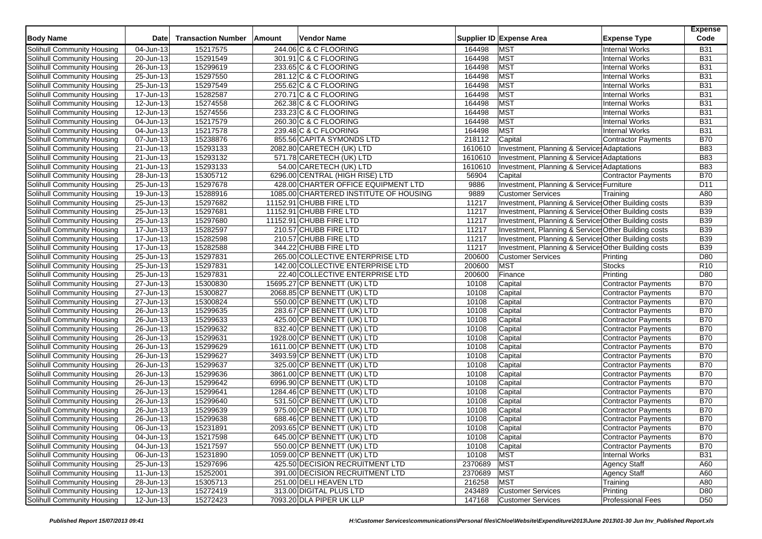| Body Name | Date | Transaction Number | Amount | Vendor Name | Supplier ID | Expense Area | Expense Type | Expense Code |
|---|---|---|---|---|---|---|---|---|
| Solihull Community Housing | 04-Jun-13 | 15217575 | 244.06 | C & C FLOORING | 164498 | MST | Internal Works | B31 |
| Solihull Community Housing | 20-Jun-13 | 15291549 | 301.91 | C & C FLOORING | 164498 | MST | Internal Works | B31 |
| Solihull Community Housing | 26-Jun-13 | 15299619 | 233.65 | C & C FLOORING | 164498 | MST | Internal Works | B31 |
| Solihull Community Housing | 25-Jun-13 | 15297550 | 281.12 | C & C FLOORING | 164498 | MST | Internal Works | B31 |
| Solihull Community Housing | 25-Jun-13 | 15297549 | 255.62 | C & C FLOORING | 164498 | MST | Internal Works | B31 |
| Solihull Community Housing | 17-Jun-13 | 15282587 | 270.71 | C & C FLOORING | 164498 | MST | Internal Works | B31 |
| Solihull Community Housing | 12-Jun-13 | 15274558 | 262.38 | C & C FLOORING | 164498 | MST | Internal Works | B31 |
| Solihull Community Housing | 12-Jun-13 | 15274556 | 233.23 | C & C FLOORING | 164498 | MST | Internal Works | B31 |
| Solihull Community Housing | 04-Jun-13 | 15217579 | 260.30 | C & C FLOORING | 164498 | MST | Internal Works | B31 |
| Solihull Community Housing | 04-Jun-13 | 15217578 | 239.48 | C & C FLOORING | 164498 | MST | Internal Works | B31 |
| Solihull Community Housing | 07-Jun-13 | 15238876 | 855.56 | CAPITA SYMONDS LTD | 218112 | Capital | Contractor Payments | B70 |
| Solihull Community Housing | 21-Jun-13 | 15293133 | 2082.80 | CARETECH (UK) LTD | 1610610 | Investment, Planning & Services | Adaptations | B83 |
| Solihull Community Housing | 21-Jun-13 | 15293132 | 571.78 | CARETECH (UK) LTD | 1610610 | Investment, Planning & Services | Adaptations | B83 |
| Solihull Community Housing | 21-Jun-13 | 15293133 | 54.00 | CARETECH (UK) LTD | 1610610 | Investment, Planning & Services | Adaptations | B83 |
| Solihull Community Housing | 28-Jun-13 | 15305712 | 6296.00 | CENTRAL (HIGH RISE) LTD | 56904 | Capital | Contractor Payments | B70 |
| Solihull Community Housing | 25-Jun-13 | 15297678 | 428.00 | CHARTER OFFICE EQUIPMENT LTD | 9886 | Investment, Planning & Services | Furniture | D11 |
| Solihull Community Housing | 19-Jun-13 | 15288916 | 1085.00 | CHARTERED INSTITUTE OF HOUSING | 9889 | Customer Services | Training | A80 |
| Solihull Community Housing | 25-Jun-13 | 15297682 | 11152.91 | CHUBB FIRE LTD | 11217 | Investment, Planning & Services | Other Building costs | B39 |
| Solihull Community Housing | 25-Jun-13 | 15297681 | 11152.91 | CHUBB FIRE LTD | 11217 | Investment, Planning & Services | Other Building costs | B39 |
| Solihull Community Housing | 25-Jun-13 | 15297680 | 11152.91 | CHUBB FIRE LTD | 11217 | Investment, Planning & Services | Other Building costs | B39 |
| Solihull Community Housing | 17-Jun-13 | 15282597 | 210.57 | CHUBB FIRE LTD | 11217 | Investment, Planning & Services | Other Building costs | B39 |
| Solihull Community Housing | 17-Jun-13 | 15282598 | 210.57 | CHUBB FIRE LTD | 11217 | Investment, Planning & Services | Other Building costs | B39 |
| Solihull Community Housing | 17-Jun-13 | 15282588 | 344.22 | CHUBB FIRE LTD | 11217 | Investment, Planning & Services | Other Building costs | B39 |
| Solihull Community Housing | 25-Jun-13 | 15297831 | 265.00 | COLLECTIVE ENTERPRISE LTD | 200600 | Customer Services | Printing | D80 |
| Solihull Community Housing | 25-Jun-13 | 15297831 | 142.00 | COLLECTIVE ENTERPRISE LTD | 200600 | MST | Stocks | R10 |
| Solihull Community Housing | 25-Jun-13 | 15297831 | 22.40 | COLLECTIVE ENTERPRISE LTD | 200600 | Finance | Printing | D80 |
| Solihull Community Housing | 27-Jun-13 | 15300830 | 15695.27 | CP BENNETT (UK) LTD | 10108 | Capital | Contractor Payments | B70 |
| Solihull Community Housing | 27-Jun-13 | 15300827 | 2068.85 | CP BENNETT (UK) LTD | 10108 | Capital | Contractor Payments | B70 |
| Solihull Community Housing | 27-Jun-13 | 15300824 | 550.00 | CP BENNETT (UK) LTD | 10108 | Capital | Contractor Payments | B70 |
| Solihull Community Housing | 26-Jun-13 | 15299635 | 283.67 | CP BENNETT (UK) LTD | 10108 | Capital | Contractor Payments | B70 |
| Solihull Community Housing | 26-Jun-13 | 15299633 | 425.00 | CP BENNETT (UK) LTD | 10108 | Capital | Contractor Payments | B70 |
| Solihull Community Housing | 26-Jun-13 | 15299632 | 832.40 | CP BENNETT (UK) LTD | 10108 | Capital | Contractor Payments | B70 |
| Solihull Community Housing | 26-Jun-13 | 15299631 | 1928.00 | CP BENNETT (UK) LTD | 10108 | Capital | Contractor Payments | B70 |
| Solihull Community Housing | 26-Jun-13 | 15299629 | 1611.00 | CP BENNETT (UK) LTD | 10108 | Capital | Contractor Payments | B70 |
| Solihull Community Housing | 26-Jun-13 | 15299627 | 3493.59 | CP BENNETT (UK) LTD | 10108 | Capital | Contractor Payments | B70 |
| Solihull Community Housing | 26-Jun-13 | 15299637 | 325.00 | CP BENNETT (UK) LTD | 10108 | Capital | Contractor Payments | B70 |
| Solihull Community Housing | 26-Jun-13 | 15299636 | 3861.00 | CP BENNETT (UK) LTD | 10108 | Capital | Contractor Payments | B70 |
| Solihull Community Housing | 26-Jun-13 | 15299642 | 6996.90 | CP BENNETT (UK) LTD | 10108 | Capital | Contractor Payments | B70 |
| Solihull Community Housing | 26-Jun-13 | 15299641 | 1284.46 | CP BENNETT (UK) LTD | 10108 | Capital | Contractor Payments | B70 |
| Solihull Community Housing | 26-Jun-13 | 15299640 | 531.50 | CP BENNETT (UK) LTD | 10108 | Capital | Contractor Payments | B70 |
| Solihull Community Housing | 26-Jun-13 | 15299639 | 975.00 | CP BENNETT (UK) LTD | 10108 | Capital | Contractor Payments | B70 |
| Solihull Community Housing | 26-Jun-13 | 15299638 | 688.46 | CP BENNETT (UK) LTD | 10108 | Capital | Contractor Payments | B70 |
| Solihull Community Housing | 06-Jun-13 | 15231891 | 2093.65 | CP BENNETT (UK) LTD | 10108 | Capital | Contractor Payments | B70 |
| Solihull Community Housing | 04-Jun-13 | 15217598 | 645.00 | CP BENNETT (UK) LTD | 10108 | Capital | Contractor Payments | B70 |
| Solihull Community Housing | 04-Jun-13 | 15217597 | 550.00 | CP BENNETT (UK) LTD | 10108 | Capital | Contractor Payments | B70 |
| Solihull Community Housing | 06-Jun-13 | 15231890 | 1059.00 | CP BENNETT (UK) LTD | 10108 | MST | Internal Works | B31 |
| Solihull Community Housing | 25-Jun-13 | 15297696 | 425.50 | DECISION RECRUITMENT LTD | 2370689 | MST | Agency Staff | A60 |
| Solihull Community Housing | 11-Jun-13 | 15252001 | 391.00 | DECISION RECRUITMENT LTD | 2370689 | MST | Agency Staff | A60 |
| Solihull Community Housing | 28-Jun-13 | 15305713 | 251.00 | DELI HEAVEN LTD | 216258 | MST | Training | A80 |
| Solihull Community Housing | 12-Jun-13 | 15272419 | 313.00 | DIGITAL PLUS LTD | 243489 | Customer Services | Printing | D80 |
| Solihull Community Housing | 12-Jun-13 | 15272423 | 7093.20 | DLA PIPER UK LLP | 147168 | Customer Services | Professional Fees | D50 |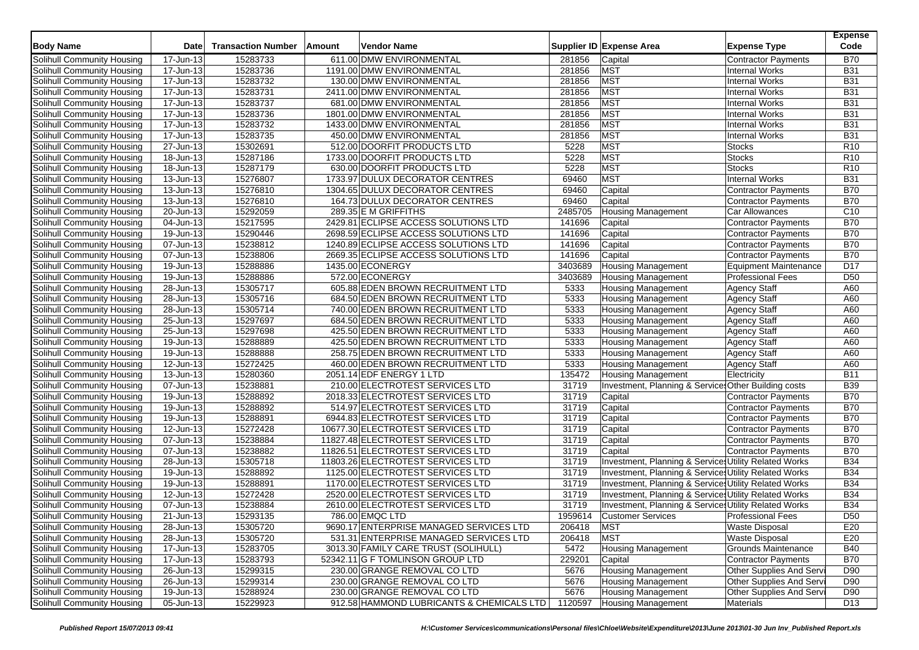| Body Name | Date | Transaction Number | Amount | Vendor Name | Supplier ID | Expense Area | Expense Type | Expense Code |
|---|---|---|---|---|---|---|---|---|
| Solihull Community Housing | 17-Jun-13 | 15283733 | 611.00 | DMW ENVIRONMENTAL | 281856 | Capital | Contractor Payments | B70 |
| Solihull Community Housing | 17-Jun-13 | 15283736 | 1191.00 | DMW ENVIRONMENTAL | 281856 | MST | Internal Works | B31 |
| Solihull Community Housing | 17-Jun-13 | 15283732 | 130.00 | DMW ENVIRONMENTAL | 281856 | MST | Internal Works | B31 |
| Solihull Community Housing | 17-Jun-13 | 15283731 | 2411.00 | DMW ENVIRONMENTAL | 281856 | MST | Internal Works | B31 |
| Solihull Community Housing | 17-Jun-13 | 15283737 | 681.00 | DMW ENVIRONMENTAL | 281856 | MST | Internal Works | B31 |
| Solihull Community Housing | 17-Jun-13 | 15283736 | 1801.00 | DMW ENVIRONMENTAL | 281856 | MST | Internal Works | B31 |
| Solihull Community Housing | 17-Jun-13 | 15283732 | 1433.00 | DMW ENVIRONMENTAL | 281856 | MST | Internal Works | B31 |
| Solihull Community Housing | 17-Jun-13 | 15283735 | 450.00 | DMW ENVIRONMENTAL | 281856 | MST | Internal Works | B31 |
| Solihull Community Housing | 27-Jun-13 | 15302691 | 512.00 | DOORFIT PRODUCTS LTD | 5228 | MST | Stocks | R10 |
| Solihull Community Housing | 18-Jun-13 | 15287186 | 1733.00 | DOORFIT PRODUCTS LTD | 5228 | MST | Stocks | R10 |
| Solihull Community Housing | 18-Jun-13 | 15287179 | 630.00 | DOORFIT PRODUCTS LTD | 5228 | MST | Stocks | R10 |
| Solihull Community Housing | 13-Jun-13 | 15276807 | 1733.97 | DULUX DECORATOR CENTRES | 69460 | MST | Internal Works | B31 |
| Solihull Community Housing | 13-Jun-13 | 15276810 | 1304.65 | DULUX DECORATOR CENTRES | 69460 | Capital | Contractor Payments | B70 |
| Solihull Community Housing | 13-Jun-13 | 15276810 | 164.73 | DULUX DECORATOR CENTRES | 69460 | Capital | Contractor Payments | B70 |
| Solihull Community Housing | 20-Jun-13 | 15292059 | 289.35 | E M GRIFFITHS | 2485705 | Housing Management | Car Allowances | C10 |
| Solihull Community Housing | 04-Jun-13 | 15217595 | 2429.81 | ECLIPSE ACCESS SOLUTIONS LTD | 141696 | Capital | Contractor Payments | B70 |
| Solihull Community Housing | 19-Jun-13 | 15290446 | 2698.59 | ECLIPSE ACCESS SOLUTIONS LTD | 141696 | Capital | Contractor Payments | B70 |
| Solihull Community Housing | 07-Jun-13 | 15238812 | 1240.89 | ECLIPSE ACCESS SOLUTIONS LTD | 141696 | Capital | Contractor Payments | B70 |
| Solihull Community Housing | 07-Jun-13 | 15238806 | 2669.35 | ECLIPSE ACCESS SOLUTIONS LTD | 141696 | Capital | Contractor Payments | B70 |
| Solihull Community Housing | 19-Jun-13 | 15288886 | 1435.00 | ECONERGY | 3403689 | Housing Management | Equipment Maintenance | D17 |
| Solihull Community Housing | 19-Jun-13 | 15288886 | 572.00 | ECONERGY | 3403689 | Housing Management | Professional Fees | D50 |
| Solihull Community Housing | 28-Jun-13 | 15305717 | 605.88 | EDEN BROWN RECRUITMENT LTD | 5333 | Housing Management | Agency Staff | A60 |
| Solihull Community Housing | 28-Jun-13 | 15305716 | 684.50 | EDEN BROWN RECRUITMENT LTD | 5333 | Housing Management | Agency Staff | A60 |
| Solihull Community Housing | 28-Jun-13 | 15305714 | 740.00 | EDEN BROWN RECRUITMENT LTD | 5333 | Housing Management | Agency Staff | A60 |
| Solihull Community Housing | 25-Jun-13 | 15297697 | 684.50 | EDEN BROWN RECRUITMENT LTD | 5333 | Housing Management | Agency Staff | A60 |
| Solihull Community Housing | 25-Jun-13 | 15297698 | 425.50 | EDEN BROWN RECRUITMENT LTD | 5333 | Housing Management | Agency Staff | A60 |
| Solihull Community Housing | 19-Jun-13 | 15288889 | 425.50 | EDEN BROWN RECRUITMENT LTD | 5333 | Housing Management | Agency Staff | A60 |
| Solihull Community Housing | 19-Jun-13 | 15288888 | 258.75 | EDEN BROWN RECRUITMENT LTD | 5333 | Housing Management | Agency Staff | A60 |
| Solihull Community Housing | 12-Jun-13 | 15272425 | 460.00 | EDEN BROWN RECRUITMENT LTD | 5333 | Housing Management | Agency Staff | A60 |
| Solihull Community Housing | 13-Jun-13 | 15280360 | 2051.14 | EDF ENERGY 1 LTD | 135472 | Housing Management | Electricity | B11 |
| Solihull Community Housing | 07-Jun-13 | 15238881 | 210.00 | ELECTROTEST SERVICES LTD | 31719 | Investment, Planning & Services | Other Building costs | B39 |
| Solihull Community Housing | 19-Jun-13 | 15288892 | 2018.33 | ELECTROTEST SERVICES LTD | 31719 | Capital | Contractor Payments | B70 |
| Solihull Community Housing | 19-Jun-13 | 15288892 | 514.97 | ELECTROTEST SERVICES LTD | 31719 | Capital | Contractor Payments | B70 |
| Solihull Community Housing | 19-Jun-13 | 15288891 | 6944.83 | ELECTROTEST SERVICES LTD | 31719 | Capital | Contractor Payments | B70 |
| Solihull Community Housing | 12-Jun-13 | 15272428 | 10677.30 | ELECTROTEST SERVICES LTD | 31719 | Capital | Contractor Payments | B70 |
| Solihull Community Housing | 07-Jun-13 | 15238884 | 11827.48 | ELECTROTEST SERVICES LTD | 31719 | Capital | Contractor Payments | B70 |
| Solihull Community Housing | 07-Jun-13 | 15238882 | 11826.51 | ELECTROTEST SERVICES LTD | 31719 | Capital | Contractor Payments | B70 |
| Solihull Community Housing | 28-Jun-13 | 15305718 | 11803.26 | ELECTROTEST SERVICES LTD | 31719 | Investment, Planning & Services | Utility Related Works | B34 |
| Solihull Community Housing | 19-Jun-13 | 15288892 | 1125.00 | ELECTROTEST SERVICES LTD | 31719 | Investment, Planning & Services | Utility Related Works | B34 |
| Solihull Community Housing | 19-Jun-13 | 15288891 | 1170.00 | ELECTROTEST SERVICES LTD | 31719 | Investment, Planning & Services | Utility Related Works | B34 |
| Solihull Community Housing | 12-Jun-13 | 15272428 | 2520.00 | ELECTROTEST SERVICES LTD | 31719 | Investment, Planning & Services | Utility Related Works | B34 |
| Solihull Community Housing | 07-Jun-13 | 15238884 | 2610.00 | ELECTROTEST SERVICES LTD | 31719 | Investment, Planning & Services | Utility Related Works | B34 |
| Solihull Community Housing | 21-Jun-13 | 15293135 | 786.00 | EMQC LTD | 1959614 | Customer Services | Professional Fees | D50 |
| Solihull Community Housing | 28-Jun-13 | 15305720 | 9690.17 | ENTERPRISE MANAGED SERVICES LTD | 206418 | MST | Waste Disposal | E20 |
| Solihull Community Housing | 28-Jun-13 | 15305720 | 531.31 | ENTERPRISE MANAGED SERVICES LTD | 206418 | MST | Waste Disposal | E20 |
| Solihull Community Housing | 17-Jun-13 | 15283705 | 3013.30 | FAMILY CARE TRUST (SOLIHULL) | 5472 | Housing Management | Grounds Maintenance | B40 |
| Solihull Community Housing | 17-Jun-13 | 15283793 | 52342.11 | G F TOMLINSON GROUP LTD | 229201 | Capital | Contractor Payments | B70 |
| Solihull Community Housing | 26-Jun-13 | 15299315 | 230.00 | GRANGE REMOVAL CO LTD | 5676 | Housing Management | Other Supplies And Servi | D90 |
| Solihull Community Housing | 26-Jun-13 | 15299314 | 230.00 | GRANGE REMOVAL CO LTD | 5676 | Housing Management | Other Supplies And Servi | D90 |
| Solihull Community Housing | 19-Jun-13 | 15288924 | 230.00 | GRANGE REMOVAL CO LTD | 5676 | Housing Management | Other Supplies And Servi | D90 |
| Solihull Community Housing | 05-Jun-13 | 15229923 | 912.58 | HAMMOND LUBRICANTS & CHEMICALS LTD | 1120597 | Housing Management | Materials | D13 |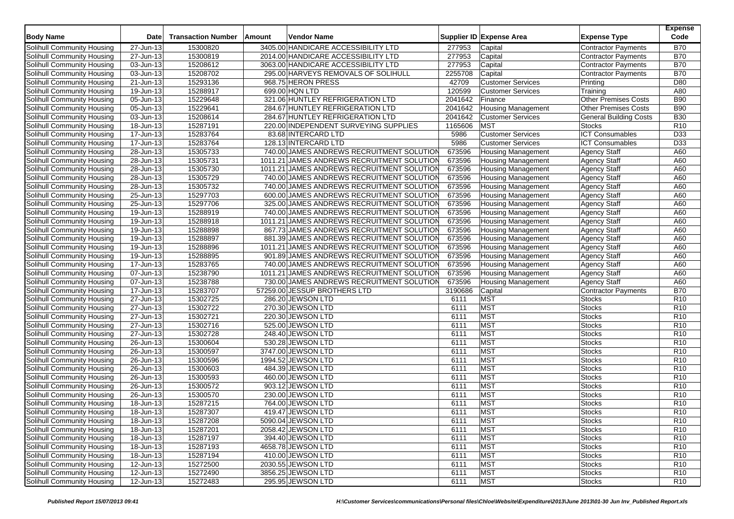| Body Name | Date | Transaction Number | Amount | Vendor Name | Supplier ID | Expense Area | Expense Type | Expense Code |
|---|---|---|---|---|---|---|---|---|
| Solihull Community Housing | 27-Jun-13 | 15300820 | 3405.00 | HANDICARE ACCESSIBILITY LTD | 277953 | Capital | Contractor Payments | B70 |
| Solihull Community Housing | 27-Jun-13 | 15300819 | 2014.00 | HANDICARE ACCESSIBILITY LTD | 277953 | Capital | Contractor Payments | B70 |
| Solihull Community Housing | 03-Jun-13 | 15208612 | 3063.00 | HANDICARE ACCESSIBILITY LTD | 277953 | Capital | Contractor Payments | B70 |
| Solihull Community Housing | 03-Jun-13 | 15208702 | 295.00 | HARVEYS REMOVALS OF SOLIHULL | 2255708 | Capital | Contractor Payments | B70 |
| Solihull Community Housing | 21-Jun-13 | 15293136 | 968.75 | HERON PRESS | 42709 | Customer Services | Printing | D80 |
| Solihull Community Housing | 19-Jun-13 | 15288917 | 699.00 | HQN LTD | 120599 | Customer Services | Training | A80 |
| Solihull Community Housing | 05-Jun-13 | 15229648 | 321.06 | HUNTLEY REFRIGERATION LTD | 2041642 | Finance | Other Premises Costs | B90 |
| Solihull Community Housing | 05-Jun-13 | 15229641 | 284.67 | HUNTLEY REFRIGERATION LTD | 2041642 | Housing Management | Other Premises Costs | B90 |
| Solihull Community Housing | 03-Jun-13 | 15208614 | 284.67 | HUNTLEY REFRIGERATION LTD | 2041642 | Customer Services | General Building Costs | B30 |
| Solihull Community Housing | 18-Jun-13 | 15287191 | 220.00 | INDEPENDENT SURVEYING SUPPLIES | 1165606 | MST | Stocks | R10 |
| Solihull Community Housing | 17-Jun-13 | 15283764 | 83.68 | INTERCARD LTD | 5986 | Customer Services | ICT Consumables | D33 |
| Solihull Community Housing | 17-Jun-13 | 15283764 | 128.13 | INTERCARD LTD | 5986 | Customer Services | ICT Consumables | D33 |
| Solihull Community Housing | 28-Jun-13 | 15305733 | 740.00 | JAMES ANDREWS RECRUITMENT SOLUTION | 673596 | Housing Management | Agency Staff | A60 |
| Solihull Community Housing | 28-Jun-13 | 15305731 | 1011.21 | JAMES ANDREWS RECRUITMENT SOLUTION | 673596 | Housing Management | Agency Staff | A60 |
| Solihull Community Housing | 28-Jun-13 | 15305730 | 1011.21 | JAMES ANDREWS RECRUITMENT SOLUTION | 673596 | Housing Management | Agency Staff | A60 |
| Solihull Community Housing | 28-Jun-13 | 15305729 | 740.00 | JAMES ANDREWS RECRUITMENT SOLUTION | 673596 | Housing Management | Agency Staff | A60 |
| Solihull Community Housing | 28-Jun-13 | 15305732 | 740.00 | JAMES ANDREWS RECRUITMENT SOLUTION | 673596 | Housing Management | Agency Staff | A60 |
| Solihull Community Housing | 25-Jun-13 | 15297703 | 600.00 | JAMES ANDREWS RECRUITMENT SOLUTION | 673596 | Housing Management | Agency Staff | A60 |
| Solihull Community Housing | 25-Jun-13 | 15297706 | 325.00 | JAMES ANDREWS RECRUITMENT SOLUTION | 673596 | Housing Management | Agency Staff | A60 |
| Solihull Community Housing | 19-Jun-13 | 15288919 | 740.00 | JAMES ANDREWS RECRUITMENT SOLUTION | 673596 | Housing Management | Agency Staff | A60 |
| Solihull Community Housing | 19-Jun-13 | 15288918 | 1011.21 | JAMES ANDREWS RECRUITMENT SOLUTION | 673596 | Housing Management | Agency Staff | A60 |
| Solihull Community Housing | 19-Jun-13 | 15288898 | 867.73 | JAMES ANDREWS RECRUITMENT SOLUTION | 673596 | Housing Management | Agency Staff | A60 |
| Solihull Community Housing | 19-Jun-13 | 15288897 | 881.39 | JAMES ANDREWS RECRUITMENT SOLUTION | 673596 | Housing Management | Agency Staff | A60 |
| Solihull Community Housing | 19-Jun-13 | 15288896 | 1011.21 | JAMES ANDREWS RECRUITMENT SOLUTION | 673596 | Housing Management | Agency Staff | A60 |
| Solihull Community Housing | 19-Jun-13 | 15288895 | 901.89 | JAMES ANDREWS RECRUITMENT SOLUTION | 673596 | Housing Management | Agency Staff | A60 |
| Solihull Community Housing | 17-Jun-13 | 15283765 | 740.00 | JAMES ANDREWS RECRUITMENT SOLUTION | 673596 | Housing Management | Agency Staff | A60 |
| Solihull Community Housing | 07-Jun-13 | 15238790 | 1011.21 | JAMES ANDREWS RECRUITMENT SOLUTION | 673596 | Housing Management | Agency Staff | A60 |
| Solihull Community Housing | 07-Jun-13 | 15238788 | 730.00 | JAMES ANDREWS RECRUITMENT SOLUTION | 673596 | Housing Management | Agency Staff | A60 |
| Solihull Community Housing | 17-Jun-13 | 15283707 | 57259.00 | JESSUP BROTHERS LTD | 3190686 | Capital | Contractor Payments | B70 |
| Solihull Community Housing | 27-Jun-13 | 15302725 | 286.20 | JEWSON LTD | 6111 | MST | Stocks | R10 |
| Solihull Community Housing | 27-Jun-13 | 15302722 | 270.30 | JEWSON LTD | 6111 | MST | Stocks | R10 |
| Solihull Community Housing | 27-Jun-13 | 15302721 | 220.30 | JEWSON LTD | 6111 | MST | Stocks | R10 |
| Solihull Community Housing | 27-Jun-13 | 15302716 | 525.00 | JEWSON LTD | 6111 | MST | Stocks | R10 |
| Solihull Community Housing | 27-Jun-13 | 15302728 | 248.40 | JEWSON LTD | 6111 | MST | Stocks | R10 |
| Solihull Community Housing | 26-Jun-13 | 15300604 | 530.28 | JEWSON LTD | 6111 | MST | Stocks | R10 |
| Solihull Community Housing | 26-Jun-13 | 15300597 | 3747.00 | JEWSON LTD | 6111 | MST | Stocks | R10 |
| Solihull Community Housing | 26-Jun-13 | 15300596 | 1994.52 | JEWSON LTD | 6111 | MST | Stocks | R10 |
| Solihull Community Housing | 26-Jun-13 | 15300603 | 484.39 | JEWSON LTD | 6111 | MST | Stocks | R10 |
| Solihull Community Housing | 26-Jun-13 | 15300593 | 460.00 | JEWSON LTD | 6111 | MST | Stocks | R10 |
| Solihull Community Housing | 26-Jun-13 | 15300572 | 903.12 | JEWSON LTD | 6111 | MST | Stocks | R10 |
| Solihull Community Housing | 26-Jun-13 | 15300570 | 230.00 | JEWSON LTD | 6111 | MST | Stocks | R10 |
| Solihull Community Housing | 18-Jun-13 | 15287215 | 764.00 | JEWSON LTD | 6111 | MST | Stocks | R10 |
| Solihull Community Housing | 18-Jun-13 | 15287307 | 419.47 | JEWSON LTD | 6111 | MST | Stocks | R10 |
| Solihull Community Housing | 18-Jun-13 | 15287208 | 5090.04 | JEWSON LTD | 6111 | MST | Stocks | R10 |
| Solihull Community Housing | 18-Jun-13 | 15287201 | 2058.42 | JEWSON LTD | 6111 | MST | Stocks | R10 |
| Solihull Community Housing | 18-Jun-13 | 15287197 | 394.40 | JEWSON LTD | 6111 | MST | Stocks | R10 |
| Solihull Community Housing | 18-Jun-13 | 15287193 | 4658.78 | JEWSON LTD | 6111 | MST | Stocks | R10 |
| Solihull Community Housing | 18-Jun-13 | 15287194 | 410.00 | JEWSON LTD | 6111 | MST | Stocks | R10 |
| Solihull Community Housing | 12-Jun-13 | 15272500 | 2030.55 | JEWSON LTD | 6111 | MST | Stocks | R10 |
| Solihull Community Housing | 12-Jun-13 | 15272490 | 3856.25 | JEWSON LTD | 6111 | MST | Stocks | R10 |
| Solihull Community Housing | 12-Jun-13 | 15272483 | 295.95 | JEWSON LTD | 6111 | MST | Stocks | R10 |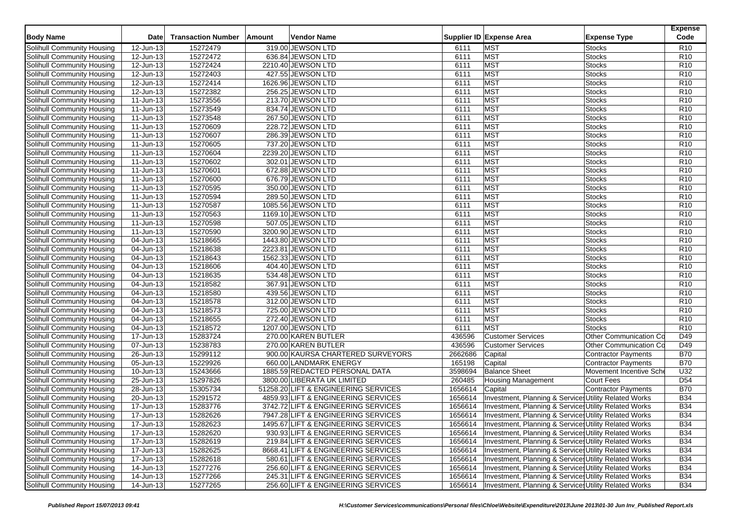| Body Name | Date | Transaction Number | Amount | Vendor Name | Supplier ID | Expense Area | Expense Type | Expense Code |
|---|---|---|---|---|---|---|---|---|
| Solihull Community Housing | 12-Jun-13 | 15272479 | 319.00 | JEWSON LTD | 6111 | MST | Stocks | R10 |
| Solihull Community Housing | 12-Jun-13 | 15272472 | 636.84 | JEWSON LTD | 6111 | MST | Stocks | R10 |
| Solihull Community Housing | 12-Jun-13 | 15272424 | 2210.40 | JEWSON LTD | 6111 | MST | Stocks | R10 |
| Solihull Community Housing | 12-Jun-13 | 15272403 | 427.55 | JEWSON LTD | 6111 | MST | Stocks | R10 |
| Solihull Community Housing | 12-Jun-13 | 15272414 | 1626.96 | JEWSON LTD | 6111 | MST | Stocks | R10 |
| Solihull Community Housing | 12-Jun-13 | 15272382 | 256.25 | JEWSON LTD | 6111 | MST | Stocks | R10 |
| Solihull Community Housing | 11-Jun-13 | 15273556 | 213.70 | JEWSON LTD | 6111 | MST | Stocks | R10 |
| Solihull Community Housing | 11-Jun-13 | 15273549 | 834.74 | JEWSON LTD | 6111 | MST | Stocks | R10 |
| Solihull Community Housing | 11-Jun-13 | 15273548 | 267.50 | JEWSON LTD | 6111 | MST | Stocks | R10 |
| Solihull Community Housing | 11-Jun-13 | 15270609 | 228.72 | JEWSON LTD | 6111 | MST | Stocks | R10 |
| Solihull Community Housing | 11-Jun-13 | 15270607 | 286.39 | JEWSON LTD | 6111 | MST | Stocks | R10 |
| Solihull Community Housing | 11-Jun-13 | 15270605 | 737.20 | JEWSON LTD | 6111 | MST | Stocks | R10 |
| Solihull Community Housing | 11-Jun-13 | 15270604 | 2239.20 | JEWSON LTD | 6111 | MST | Stocks | R10 |
| Solihull Community Housing | 11-Jun-13 | 15270602 | 302.01 | JEWSON LTD | 6111 | MST | Stocks | R10 |
| Solihull Community Housing | 11-Jun-13 | 15270601 | 672.88 | JEWSON LTD | 6111 | MST | Stocks | R10 |
| Solihull Community Housing | 11-Jun-13 | 15270600 | 676.79 | JEWSON LTD | 6111 | MST | Stocks | R10 |
| Solihull Community Housing | 11-Jun-13 | 15270595 | 350.00 | JEWSON LTD | 6111 | MST | Stocks | R10 |
| Solihull Community Housing | 11-Jun-13 | 15270594 | 289.50 | JEWSON LTD | 6111 | MST | Stocks | R10 |
| Solihull Community Housing | 11-Jun-13 | 15270587 | 1085.56 | JEWSON LTD | 6111 | MST | Stocks | R10 |
| Solihull Community Housing | 11-Jun-13 | 15270563 | 1169.10 | JEWSON LTD | 6111 | MST | Stocks | R10 |
| Solihull Community Housing | 11-Jun-13 | 15270598 | 507.05 | JEWSON LTD | 6111 | MST | Stocks | R10 |
| Solihull Community Housing | 11-Jun-13 | 15270590 | 3200.90 | JEWSON LTD | 6111 | MST | Stocks | R10 |
| Solihull Community Housing | 04-Jun-13 | 15218665 | 1443.80 | JEWSON LTD | 6111 | MST | Stocks | R10 |
| Solihull Community Housing | 04-Jun-13 | 15218638 | 2223.81 | JEWSON LTD | 6111 | MST | Stocks | R10 |
| Solihull Community Housing | 04-Jun-13 | 15218643 | 1562.33 | JEWSON LTD | 6111 | MST | Stocks | R10 |
| Solihull Community Housing | 04-Jun-13 | 15218606 | 404.40 | JEWSON LTD | 6111 | MST | Stocks | R10 |
| Solihull Community Housing | 04-Jun-13 | 15218635 | 534.48 | JEWSON LTD | 6111 | MST | Stocks | R10 |
| Solihull Community Housing | 04-Jun-13 | 15218582 | 367.91 | JEWSON LTD | 6111 | MST | Stocks | R10 |
| Solihull Community Housing | 04-Jun-13 | 15218580 | 439.56 | JEWSON LTD | 6111 | MST | Stocks | R10 |
| Solihull Community Housing | 04-Jun-13 | 15218578 | 312.00 | JEWSON LTD | 6111 | MST | Stocks | R10 |
| Solihull Community Housing | 04-Jun-13 | 15218573 | 725.00 | JEWSON LTD | 6111 | MST | Stocks | R10 |
| Solihull Community Housing | 04-Jun-13 | 15218655 | 272.40 | JEWSON LTD | 6111 | MST | Stocks | R10 |
| Solihull Community Housing | 04-Jun-13 | 15218572 | 1207.00 | JEWSON LTD | 6111 | MST | Stocks | R10 |
| Solihull Community Housing | 17-Jun-13 | 15283724 | 270.00 | KAREN BUTLER | 436596 | Customer Services | Other Communication Co | D49 |
| Solihull Community Housing | 07-Jun-13 | 15238783 | 270.00 | KAREN BUTLER | 436596 | Customer Services | Other Communication Co | D49 |
| Solihull Community Housing | 26-Jun-13 | 15299112 | 900.00 | KAURSA CHARTERED SURVEYORS | 2662686 | Capital | Contractor Payments | B70 |
| Solihull Community Housing | 05-Jun-13 | 15229926 | 660.00 | LANDMARK ENERGY | 165198 | Capital | Contractor Payments | B70 |
| Solihull Community Housing | 10-Jun-13 | 15243666 | 1885.59 | REDACTED PERSONAL DATA | 3598694 | Balance Sheet | Movement Incentive Sche | U32 |
| Solihull Community Housing | 25-Jun-13 | 15297826 | 3800.00 | LIBERATA UK LIMITED | 260485 | Housing Management | Court Fees | D54 |
| Solihull Community Housing | 28-Jun-13 | 15305734 | 51258.20 | LIFT & ENGINEERING SERVICES | 1656614 | Capital | Contractor Payments | B70 |
| Solihull Community Housing | 20-Jun-13 | 15291572 | 4859.93 | LIFT & ENGINEERING SERVICES | 1656614 | Investment, Planning & Services | Utility Related Works | B34 |
| Solihull Community Housing | 17-Jun-13 | 15283776 | 3742.72 | LIFT & ENGINEERING SERVICES | 1656614 | Investment, Planning & Services | Utility Related Works | B34 |
| Solihull Community Housing | 17-Jun-13 | 15282626 | 7947.28 | LIFT & ENGINEERING SERVICES | 1656614 | Investment, Planning & Services | Utility Related Works | B34 |
| Solihull Community Housing | 17-Jun-13 | 15282623 | 1495.67 | LIFT & ENGINEERING SERVICES | 1656614 | Investment, Planning & Services | Utility Related Works | B34 |
| Solihull Community Housing | 17-Jun-13 | 15282620 | 930.93 | LIFT & ENGINEERING SERVICES | 1656614 | Investment, Planning & Services | Utility Related Works | B34 |
| Solihull Community Housing | 17-Jun-13 | 15282619 | 219.84 | LIFT & ENGINEERING SERVICES | 1656614 | Investment, Planning & Services | Utility Related Works | B34 |
| Solihull Community Housing | 17-Jun-13 | 15282625 | 8668.41 | LIFT & ENGINEERING SERVICES | 1656614 | Investment, Planning & Services | Utility Related Works | B34 |
| Solihull Community Housing | 17-Jun-13 | 15282618 | 580.61 | LIFT & ENGINEERING SERVICES | 1656614 | Investment, Planning & Services | Utility Related Works | B34 |
| Solihull Community Housing | 14-Jun-13 | 15277276 | 256.60 | LIFT & ENGINEERING SERVICES | 1656614 | Investment, Planning & Services | Utility Related Works | B34 |
| Solihull Community Housing | 14-Jun-13 | 15277266 | 245.31 | LIFT & ENGINEERING SERVICES | 1656614 | Investment, Planning & Services | Utility Related Works | B34 |
| Solihull Community Housing | 14-Jun-13 | 15277265 | 256.60 | LIFT & ENGINEERING SERVICES | 1656614 | Investment, Planning & Services | Utility Related Works | B34 |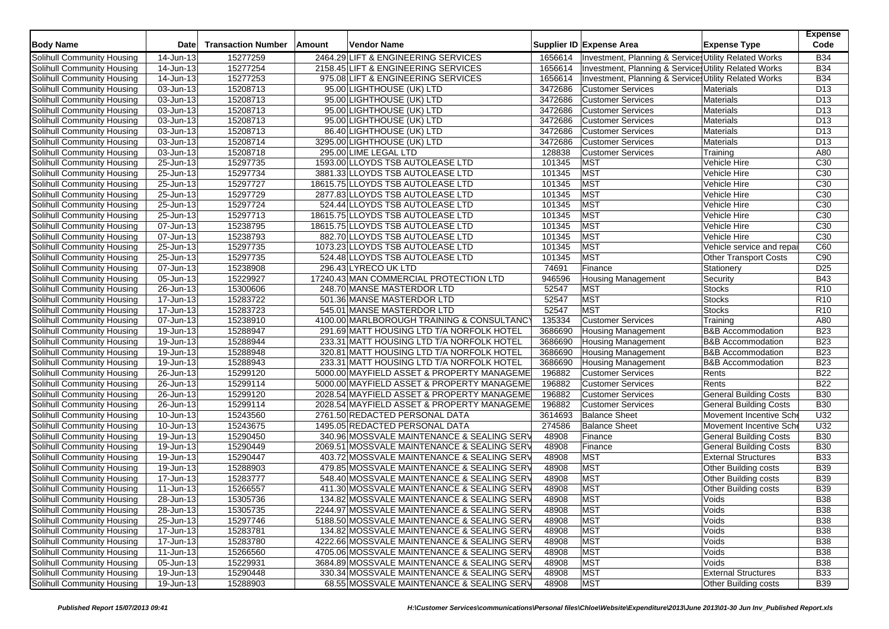| Body Name | Date | Transaction Number | Amount | Vendor Name | Supplier ID | Expense Area | Expense Type | Expense Code |
|---|---|---|---|---|---|---|---|---|
| Solihull Community Housing | 14-Jun-13 | 15277259 | 2464.29 | LIFT & ENGINEERING SERVICES | 1656614 | Investment, Planning & Services | Utility Related Works | B34 |
| Solihull Community Housing | 14-Jun-13 | 15277254 | 2158.45 | LIFT & ENGINEERING SERVICES | 1656614 | Investment, Planning & Services | Utility Related Works | B34 |
| Solihull Community Housing | 14-Jun-13 | 15277253 | 975.08 | LIFT & ENGINEERING SERVICES | 1656614 | Investment, Planning & Services | Utility Related Works | B34 |
| Solihull Community Housing | 03-Jun-13 | 15208713 | 95.00 | LIGHTHOUSE (UK) LTD | 3472686 | Customer Services | Materials | D13 |
| Solihull Community Housing | 03-Jun-13 | 15208713 | 95.00 | LIGHTHOUSE (UK) LTD | 3472686 | Customer Services | Materials | D13 |
| Solihull Community Housing | 03-Jun-13 | 15208713 | 95.00 | LIGHTHOUSE (UK) LTD | 3472686 | Customer Services | Materials | D13 |
| Solihull Community Housing | 03-Jun-13 | 15208713 | 95.00 | LIGHTHOUSE (UK) LTD | 3472686 | Customer Services | Materials | D13 |
| Solihull Community Housing | 03-Jun-13 | 15208713 | 86.40 | LIGHTHOUSE (UK) LTD | 3472686 | Customer Services | Materials | D13 |
| Solihull Community Housing | 03-Jun-13 | 15208714 | 3295.00 | LIGHTHOUSE (UK) LTD | 3472686 | Customer Services | Materials | D13 |
| Solihull Community Housing | 03-Jun-13 | 15208718 | 295.00 | LIME LEGAL LTD | 128838 | Customer Services | Training | A80 |
| Solihull Community Housing | 25-Jun-13 | 15297735 | 1593.00 | LLOYDS TSB AUTOLEASE LTD | 101345 | MST | Vehicle Hire | C30 |
| Solihull Community Housing | 25-Jun-13 | 15297734 | 3881.33 | LLOYDS TSB AUTOLEASE LTD | 101345 | MST | Vehicle Hire | C30 |
| Solihull Community Housing | 25-Jun-13 | 15297727 | 18615.75 | LLOYDS TSB AUTOLEASE LTD | 101345 | MST | Vehicle Hire | C30 |
| Solihull Community Housing | 25-Jun-13 | 15297729 | 2877.83 | LLOYDS TSB AUTOLEASE LTD | 101345 | MST | Vehicle Hire | C30 |
| Solihull Community Housing | 25-Jun-13 | 15297724 | 524.44 | LLOYDS TSB AUTOLEASE LTD | 101345 | MST | Vehicle Hire | C30 |
| Solihull Community Housing | 25-Jun-13 | 15297713 | 18615.75 | LLOYDS TSB AUTOLEASE LTD | 101345 | MST | Vehicle Hire | C30 |
| Solihull Community Housing | 07-Jun-13 | 15238795 | 18615.75 | LLOYDS TSB AUTOLEASE LTD | 101345 | MST | Vehicle Hire | C30 |
| Solihull Community Housing | 07-Jun-13 | 15238793 | 882.70 | LLOYDS TSB AUTOLEASE LTD | 101345 | MST | Vehicle Hire | C30 |
| Solihull Community Housing | 25-Jun-13 | 15297735 | 1073.23 | LLOYDS TSB AUTOLEASE LTD | 101345 | MST | Vehicle service and repai | C60 |
| Solihull Community Housing | 25-Jun-13 | 15297735 | 524.48 | LLOYDS TSB AUTOLEASE LTD | 101345 | MST | Other Transport Costs | C90 |
| Solihull Community Housing | 07-Jun-13 | 15238908 | 296.43 | LYRECO UK LTD | 74691 | Finance | Stationery | D25 |
| Solihull Community Housing | 05-Jun-13 | 15229927 | 17240.43 | MAN COMMERCIAL PROTECTION LTD | 946596 | Housing Management | Security | B43 |
| Solihull Community Housing | 26-Jun-13 | 15300606 | 248.70 | MANSE MASTERDOR LTD | 52547 | MST | Stocks | R10 |
| Solihull Community Housing | 17-Jun-13 | 15283722 | 501.36 | MANSE MASTERDOR LTD | 52547 | MST | Stocks | R10 |
| Solihull Community Housing | 17-Jun-13 | 15283723 | 545.01 | MANSE MASTERDOR LTD | 52547 | MST | Stocks | R10 |
| Solihull Community Housing | 07-Jun-13 | 15238910 | 4100.00 | MARLBOROUGH TRAINING & CONSULTANCY | 135334 | Customer Services | Training | A80 |
| Solihull Community Housing | 19-Jun-13 | 15288947 | 291.69 | MATT HOUSING LTD T/A NORFOLK HOTEL | 3686690 | Housing Management | B&B Accommodation | B23 |
| Solihull Community Housing | 19-Jun-13 | 15288944 | 233.31 | MATT HOUSING LTD T/A NORFOLK HOTEL | 3686690 | Housing Management | B&B Accommodation | B23 |
| Solihull Community Housing | 19-Jun-13 | 15288948 | 320.81 | MATT HOUSING LTD T/A NORFOLK HOTEL | 3686690 | Housing Management | B&B Accommodation | B23 |
| Solihull Community Housing | 19-Jun-13 | 15288943 | 233.31 | MATT HOUSING LTD T/A NORFOLK HOTEL | 3686690 | Housing Management | B&B Accommodation | B23 |
| Solihull Community Housing | 26-Jun-13 | 15299120 | 5000.00 | MAYFIELD ASSET & PROPERTY MANAGEME | 196882 | Customer Services | Rents | B22 |
| Solihull Community Housing | 26-Jun-13 | 15299114 | 5000.00 | MAYFIELD ASSET & PROPERTY MANAGEME | 196882 | Customer Services | Rents | B22 |
| Solihull Community Housing | 26-Jun-13 | 15299120 | 2028.54 | MAYFIELD ASSET & PROPERTY MANAGEME | 196882 | Customer Services | General Building Costs | B30 |
| Solihull Community Housing | 26-Jun-13 | 15299114 | 2028.54 | MAYFIELD ASSET & PROPERTY MANAGEME | 196882 | Customer Services | General Building Costs | B30 |
| Solihull Community Housing | 10-Jun-13 | 15243560 | 2761.50 | REDACTED PERSONAL DATA | 3614693 | Balance Sheet | Movement Incentive Sche | U32 |
| Solihull Community Housing | 10-Jun-13 | 15243675 | 1495.05 | REDACTED PERSONAL DATA | 274586 | Balance Sheet | Movement Incentive Sche | U32 |
| Solihull Community Housing | 19-Jun-13 | 15290450 | 340.96 | MOSSVALE MAINTENANCE & SEALING SERV | 48908 | Finance | General Building Costs | B30 |
| Solihull Community Housing | 19-Jun-13 | 15290449 | 2069.51 | MOSSVALE MAINTENANCE & SEALING SERV | 48908 | Finance | General Building Costs | B30 |
| Solihull Community Housing | 19-Jun-13 | 15290447 | 403.72 | MOSSVALE MAINTENANCE & SEALING SERV | 48908 | MST | External Structures | B33 |
| Solihull Community Housing | 19-Jun-13 | 15288903 | 479.85 | MOSSVALE MAINTENANCE & SEALING SERV | 48908 | MST | Other Building costs | B39 |
| Solihull Community Housing | 17-Jun-13 | 15283777 | 548.40 | MOSSVALE MAINTENANCE & SEALING SERV | 48908 | MST | Other Building costs | B39 |
| Solihull Community Housing | 11-Jun-13 | 15266557 | 411.30 | MOSSVALE MAINTENANCE & SEALING SERV | 48908 | MST | Other Building costs | B39 |
| Solihull Community Housing | 28-Jun-13 | 15305736 | 134.82 | MOSSVALE MAINTENANCE & SEALING SERV | 48908 | MST | Voids | B38 |
| Solihull Community Housing | 28-Jun-13 | 15305735 | 2244.97 | MOSSVALE MAINTENANCE & SEALING SERV | 48908 | MST | Voids | B38 |
| Solihull Community Housing | 25-Jun-13 | 15297746 | 5188.50 | MOSSVALE MAINTENANCE & SEALING SERV | 48908 | MST | Voids | B38 |
| Solihull Community Housing | 17-Jun-13 | 15283781 | 134.82 | MOSSVALE MAINTENANCE & SEALING SERV | 48908 | MST | Voids | B38 |
| Solihull Community Housing | 17-Jun-13 | 15283780 | 4222.66 | MOSSVALE MAINTENANCE & SEALING SERV | 48908 | MST | Voids | B38 |
| Solihull Community Housing | 11-Jun-13 | 15266560 | 4705.06 | MOSSVALE MAINTENANCE & SEALING SERV | 48908 | MST | Voids | B38 |
| Solihull Community Housing | 05-Jun-13 | 15229931 | 3684.89 | MOSSVALE MAINTENANCE & SEALING SERV | 48908 | MST | Voids | B38 |
| Solihull Community Housing | 19-Jun-13 | 15290448 | 330.34 | MOSSVALE MAINTENANCE & SEALING SERV | 48908 | MST | External Structures | B33 |
| Solihull Community Housing | 19-Jun-13 | 15288903 | 68.55 | MOSSVALE MAINTENANCE & SEALING SERV | 48908 | MST | Other Building costs | B39 |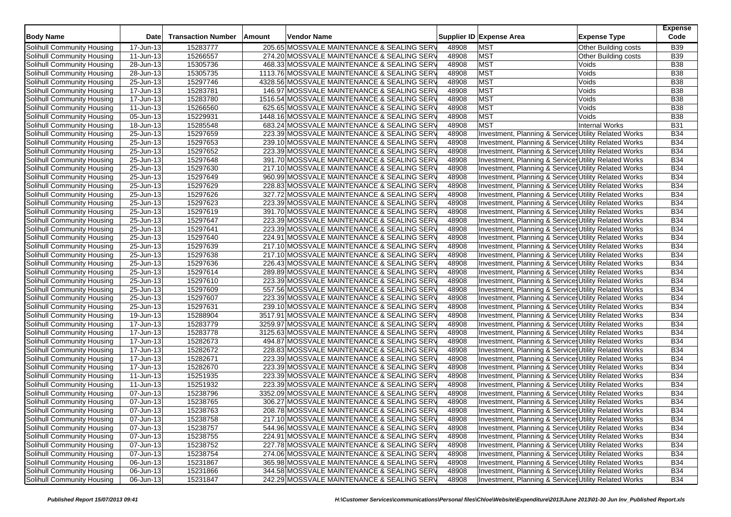| Body Name | Date | Transaction Number | Amount | Vendor Name | Supplier ID | Expense Area | Expense Type | Expense Code |
|---|---|---|---|---|---|---|---|---|
| Solihull Community Housing | 17-Jun-13 | 15283777 | 205.65 | MOSSVALE MAINTENANCE & SEALING SERV | 48908 | MST | Other Building costs | B39 |
| Solihull Community Housing | 11-Jun-13 | 15266557 | 274.20 | MOSSVALE MAINTENANCE & SEALING SERV | 48908 | MST | Other Building costs | B39 |
| Solihull Community Housing | 28-Jun-13 | 15305736 | 468.33 | MOSSVALE MAINTENANCE & SEALING SERV | 48908 | MST | Voids | B38 |
| Solihull Community Housing | 28-Jun-13 | 15305735 | 1113.76 | MOSSVALE MAINTENANCE & SEALING SERV | 48908 | MST | Voids | B38 |
| Solihull Community Housing | 25-Jun-13 | 15297746 | 4328.56 | MOSSVALE MAINTENANCE & SEALING SERV | 48908 | MST | Voids | B38 |
| Solihull Community Housing | 17-Jun-13 | 15283781 | 146.97 | MOSSVALE MAINTENANCE & SEALING SERV | 48908 | MST | Voids | B38 |
| Solihull Community Housing | 17-Jun-13 | 15283780 | 1516.54 | MOSSVALE MAINTENANCE & SEALING SERV | 48908 | MST | Voids | B38 |
| Solihull Community Housing | 11-Jun-13 | 15266560 | 625.65 | MOSSVALE MAINTENANCE & SEALING SERV | 48908 | MST | Voids | B38 |
| Solihull Community Housing | 05-Jun-13 | 15229931 | 1448.16 | MOSSVALE MAINTENANCE & SEALING SERV | 48908 | MST | Voids | B38 |
| Solihull Community Housing | 18-Jun-13 | 15285548 | 683.24 | MOSSVALE MAINTENANCE & SEALING SERV | 48908 | MST | Internal Works | B31 |
| Solihull Community Housing | 25-Jun-13 | 15297659 | 223.39 | MOSSVALE MAINTENANCE & SEALING SERV | 48908 | Investment, Planning & Services | Utility Related Works | B34 |
| Solihull Community Housing | 25-Jun-13 | 15297653 | 239.10 | MOSSVALE MAINTENANCE & SEALING SERV | 48908 | Investment, Planning & Services | Utility Related Works | B34 |
| Solihull Community Housing | 25-Jun-13 | 15297652 | 223.39 | MOSSVALE MAINTENANCE & SEALING SERV | 48908 | Investment, Planning & Services | Utility Related Works | B34 |
| Solihull Community Housing | 25-Jun-13 | 15297648 | 391.70 | MOSSVALE MAINTENANCE & SEALING SERV | 48908 | Investment, Planning & Services | Utility Related Works | B34 |
| Solihull Community Housing | 25-Jun-13 | 15297630 | 217.10 | MOSSVALE MAINTENANCE & SEALING SERV | 48908 | Investment, Planning & Services | Utility Related Works | B34 |
| Solihull Community Housing | 25-Jun-13 | 15297649 | 960.99 | MOSSVALE MAINTENANCE & SEALING SERV | 48908 | Investment, Planning & Services | Utility Related Works | B34 |
| Solihull Community Housing | 25-Jun-13 | 15297629 | 228.83 | MOSSVALE MAINTENANCE & SEALING SERV | 48908 | Investment, Planning & Services | Utility Related Works | B34 |
| Solihull Community Housing | 25-Jun-13 | 15297626 | 327.72 | MOSSVALE MAINTENANCE & SEALING SERV | 48908 | Investment, Planning & Services | Utility Related Works | B34 |
| Solihull Community Housing | 25-Jun-13 | 15297623 | 223.39 | MOSSVALE MAINTENANCE & SEALING SERV | 48908 | Investment, Planning & Services | Utility Related Works | B34 |
| Solihull Community Housing | 25-Jun-13 | 15297619 | 391.70 | MOSSVALE MAINTENANCE & SEALING SERV | 48908 | Investment, Planning & Services | Utility Related Works | B34 |
| Solihull Community Housing | 25-Jun-13 | 15297647 | 223.39 | MOSSVALE MAINTENANCE & SEALING SERV | 48908 | Investment, Planning & Services | Utility Related Works | B34 |
| Solihull Community Housing | 25-Jun-13 | 15297641 | 223.39 | MOSSVALE MAINTENANCE & SEALING SERV | 48908 | Investment, Planning & Services | Utility Related Works | B34 |
| Solihull Community Housing | 25-Jun-13 | 15297640 | 224.91 | MOSSVALE MAINTENANCE & SEALING SERV | 48908 | Investment, Planning & Services | Utility Related Works | B34 |
| Solihull Community Housing | 25-Jun-13 | 15297639 | 217.10 | MOSSVALE MAINTENANCE & SEALING SERV | 48908 | Investment, Planning & Services | Utility Related Works | B34 |
| Solihull Community Housing | 25-Jun-13 | 15297638 | 217.10 | MOSSVALE MAINTENANCE & SEALING SERV | 48908 | Investment, Planning & Services | Utility Related Works | B34 |
| Solihull Community Housing | 25-Jun-13 | 15297636 | 226.43 | MOSSVALE MAINTENANCE & SEALING SERV | 48908 | Investment, Planning & Services | Utility Related Works | B34 |
| Solihull Community Housing | 25-Jun-13 | 15297614 | 289.89 | MOSSVALE MAINTENANCE & SEALING SERV | 48908 | Investment, Planning & Services | Utility Related Works | B34 |
| Solihull Community Housing | 25-Jun-13 | 15297610 | 223.39 | MOSSVALE MAINTENANCE & SEALING SERV | 48908 | Investment, Planning & Services | Utility Related Works | B34 |
| Solihull Community Housing | 25-Jun-13 | 15297609 | 557.56 | MOSSVALE MAINTENANCE & SEALING SERV | 48908 | Investment, Planning & Services | Utility Related Works | B34 |
| Solihull Community Housing | 25-Jun-13 | 15297607 | 223.39 | MOSSVALE MAINTENANCE & SEALING SERV | 48908 | Investment, Planning & Services | Utility Related Works | B34 |
| Solihull Community Housing | 25-Jun-13 | 15297631 | 239.10 | MOSSVALE MAINTENANCE & SEALING SERV | 48908 | Investment, Planning & Services | Utility Related Works | B34 |
| Solihull Community Housing | 19-Jun-13 | 15288904 | 3517.91 | MOSSVALE MAINTENANCE & SEALING SERV | 48908 | Investment, Planning & Services | Utility Related Works | B34 |
| Solihull Community Housing | 17-Jun-13 | 15283779 | 3259.97 | MOSSVALE MAINTENANCE & SEALING SERV | 48908 | Investment, Planning & Services | Utility Related Works | B34 |
| Solihull Community Housing | 17-Jun-13 | 15283778 | 3125.63 | MOSSVALE MAINTENANCE & SEALING SERV | 48908 | Investment, Planning & Services | Utility Related Works | B34 |
| Solihull Community Housing | 17-Jun-13 | 15282673 | 494.87 | MOSSVALE MAINTENANCE & SEALING SERV | 48908 | Investment, Planning & Services | Utility Related Works | B34 |
| Solihull Community Housing | 17-Jun-13 | 15282672 | 228.83 | MOSSVALE MAINTENANCE & SEALING SERV | 48908 | Investment, Planning & Services | Utility Related Works | B34 |
| Solihull Community Housing | 17-Jun-13 | 15282671 | 223.39 | MOSSVALE MAINTENANCE & SEALING SERV | 48908 | Investment, Planning & Services | Utility Related Works | B34 |
| Solihull Community Housing | 17-Jun-13 | 15282670 | 223.39 | MOSSVALE MAINTENANCE & SEALING SERV | 48908 | Investment, Planning & Services | Utility Related Works | B34 |
| Solihull Community Housing | 11-Jun-13 | 15251935 | 223.39 | MOSSVALE MAINTENANCE & SEALING SERV | 48908 | Investment, Planning & Services | Utility Related Works | B34 |
| Solihull Community Housing | 11-Jun-13 | 15251932 | 223.39 | MOSSVALE MAINTENANCE & SEALING SERV | 48908 | Investment, Planning & Services | Utility Related Works | B34 |
| Solihull Community Housing | 07-Jun-13 | 15238796 | 3352.09 | MOSSVALE MAINTENANCE & SEALING SERV | 48908 | Investment, Planning & Services | Utility Related Works | B34 |
| Solihull Community Housing | 07-Jun-13 | 15238765 | 306.27 | MOSSVALE MAINTENANCE & SEALING SERV | 48908 | Investment, Planning & Services | Utility Related Works | B34 |
| Solihull Community Housing | 07-Jun-13 | 15238763 | 208.78 | MOSSVALE MAINTENANCE & SEALING SERV | 48908 | Investment, Planning & Services | Utility Related Works | B34 |
| Solihull Community Housing | 07-Jun-13 | 15238758 | 217.10 | MOSSVALE MAINTENANCE & SEALING SERV | 48908 | Investment, Planning & Services | Utility Related Works | B34 |
| Solihull Community Housing | 07-Jun-13 | 15238757 | 544.96 | MOSSVALE MAINTENANCE & SEALING SERV | 48908 | Investment, Planning & Services | Utility Related Works | B34 |
| Solihull Community Housing | 07-Jun-13 | 15238755 | 224.91 | MOSSVALE MAINTENANCE & SEALING SERV | 48908 | Investment, Planning & Services | Utility Related Works | B34 |
| Solihull Community Housing | 07-Jun-13 | 15238752 | 227.78 | MOSSVALE MAINTENANCE & SEALING SERV | 48908 | Investment, Planning & Services | Utility Related Works | B34 |
| Solihull Community Housing | 07-Jun-13 | 15238754 | 274.06 | MOSSVALE MAINTENANCE & SEALING SERV | 48908 | Investment, Planning & Services | Utility Related Works | B34 |
| Solihull Community Housing | 06-Jun-13 | 15231867 | 365.98 | MOSSVALE MAINTENANCE & SEALING SERV | 48908 | Investment, Planning & Services | Utility Related Works | B34 |
| Solihull Community Housing | 06-Jun-13 | 15231866 | 344.58 | MOSSVALE MAINTENANCE & SEALING SERV | 48908 | Investment, Planning & Services | Utility Related Works | B34 |
| Solihull Community Housing | 06-Jun-13 | 15231847 | 242.29 | MOSSVALE MAINTENANCE & SEALING SERV | 48908 | Investment, Planning & Services | Utility Related Works | B34 |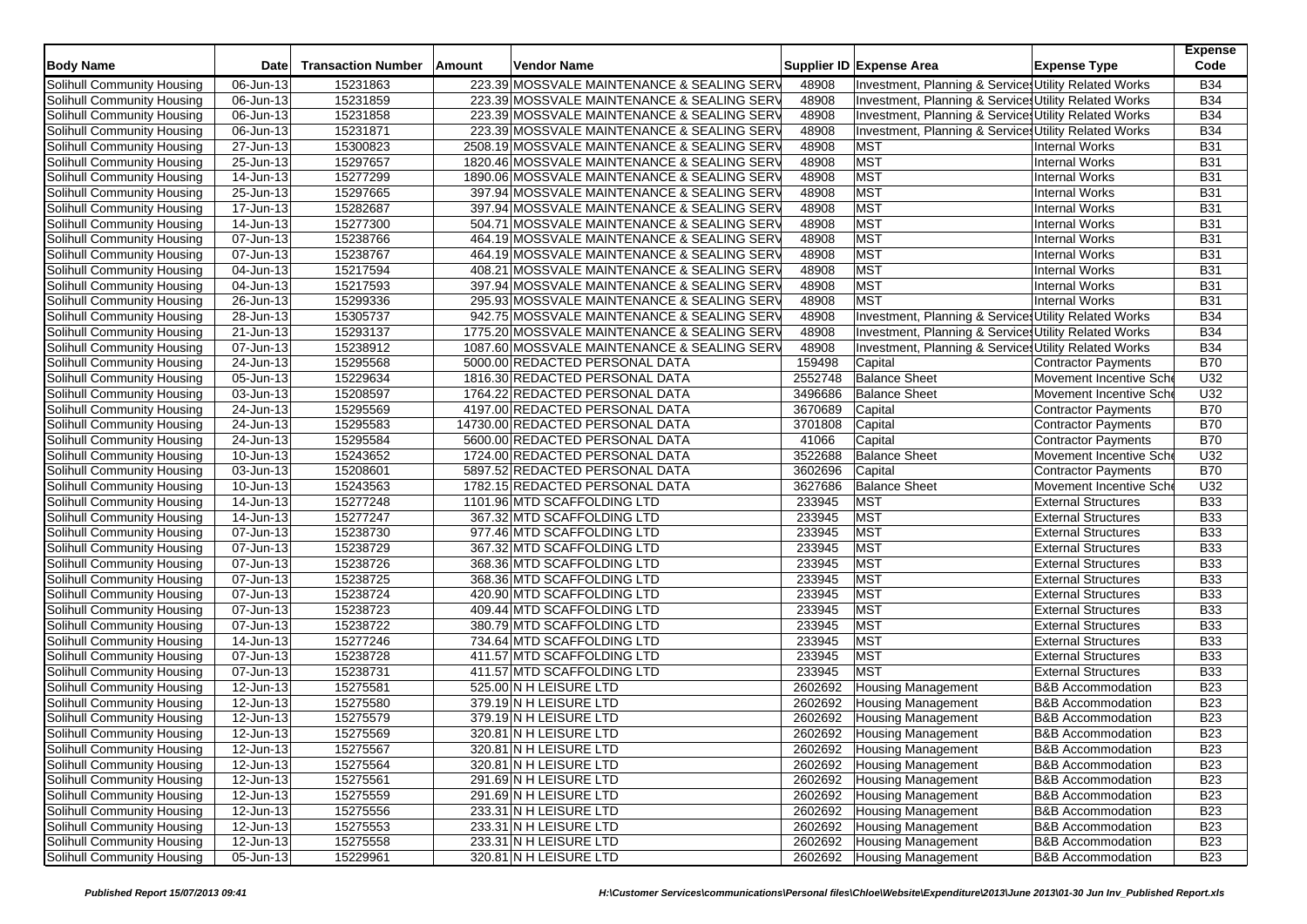| Body Name | Date | Transaction Number | Amount | Vendor Name | Supplier ID | Expense Area | Expense Type | Expense Code |
|---|---|---|---|---|---|---|---|---|
| Solihull Community Housing | 06-Jun-13 | 15231863 | 223.39 | MOSSVALE MAINTENANCE & SEALING SERV | 48908 | Investment, Planning & Services | Utility Related Works | B34 |
| Solihull Community Housing | 06-Jun-13 | 15231859 | 223.39 | MOSSVALE MAINTENANCE & SEALING SERV | 48908 | Investment, Planning & Services | Utility Related Works | B34 |
| Solihull Community Housing | 06-Jun-13 | 15231858 | 223.39 | MOSSVALE MAINTENANCE & SEALING SERV | 48908 | Investment, Planning & Services | Utility Related Works | B34 |
| Solihull Community Housing | 06-Jun-13 | 15231871 | 223.39 | MOSSVALE MAINTENANCE & SEALING SERV | 48908 | Investment, Planning & Services | Utility Related Works | B34 |
| Solihull Community Housing | 27-Jun-13 | 15300823 | 2508.19 | MOSSVALE MAINTENANCE & SEALING SERV | 48908 | MST | Internal Works | B31 |
| Solihull Community Housing | 25-Jun-13 | 15297657 | 1820.46 | MOSSVALE MAINTENANCE & SEALING SERV | 48908 | MST | Internal Works | B31 |
| Solihull Community Housing | 14-Jun-13 | 15277299 | 1890.06 | MOSSVALE MAINTENANCE & SEALING SERV | 48908 | MST | Internal Works | B31 |
| Solihull Community Housing | 25-Jun-13 | 15297665 | 397.94 | MOSSVALE MAINTENANCE & SEALING SERV | 48908 | MST | Internal Works | B31 |
| Solihull Community Housing | 17-Jun-13 | 15282687 | 397.94 | MOSSVALE MAINTENANCE & SEALING SERV | 48908 | MST | Internal Works | B31 |
| Solihull Community Housing | 14-Jun-13 | 15277300 | 504.71 | MOSSVALE MAINTENANCE & SEALING SERV | 48908 | MST | Internal Works | B31 |
| Solihull Community Housing | 07-Jun-13 | 15238766 | 464.19 | MOSSVALE MAINTENANCE & SEALING SERV | 48908 | MST | Internal Works | B31 |
| Solihull Community Housing | 07-Jun-13 | 15238767 | 464.19 | MOSSVALE MAINTENANCE & SEALING SERV | 48908 | MST | Internal Works | B31 |
| Solihull Community Housing | 04-Jun-13 | 15217594 | 408.21 | MOSSVALE MAINTENANCE & SEALING SERV | 48908 | MST | Internal Works | B31 |
| Solihull Community Housing | 04-Jun-13 | 15217593 | 397.94 | MOSSVALE MAINTENANCE & SEALING SERV | 48908 | MST | Internal Works | B31 |
| Solihull Community Housing | 26-Jun-13 | 15299336 | 295.93 | MOSSVALE MAINTENANCE & SEALING SERV | 48908 | MST | Internal Works | B31 |
| Solihull Community Housing | 28-Jun-13 | 15305737 | 942.75 | MOSSVALE MAINTENANCE & SEALING SERV | 48908 | Investment, Planning & Services | Utility Related Works | B34 |
| Solihull Community Housing | 21-Jun-13 | 15293137 | 1775.20 | MOSSVALE MAINTENANCE & SEALING SERV | 48908 | Investment, Planning & Services | Utility Related Works | B34 |
| Solihull Community Housing | 07-Jun-13 | 15238912 | 1087.60 | MOSSVALE MAINTENANCE & SEALING SERV | 48908 | Investment, Planning & Services | Utility Related Works | B34 |
| Solihull Community Housing | 24-Jun-13 | 15295568 | 5000.00 | REDACTED PERSONAL DATA | 159498 | Capital | Contractor Payments | B70 |
| Solihull Community Housing | 05-Jun-13 | 15229634 | 1816.30 | REDACTED PERSONAL DATA | 2552748 | Balance Sheet | Movement Incentive Sche | U32 |
| Solihull Community Housing | 03-Jun-13 | 15208597 | 1764.22 | REDACTED PERSONAL DATA | 3496686 | Balance Sheet | Movement Incentive Sche | U32 |
| Solihull Community Housing | 24-Jun-13 | 15295569 | 4197.00 | REDACTED PERSONAL DATA | 3670689 | Capital | Contractor Payments | B70 |
| Solihull Community Housing | 24-Jun-13 | 15295583 | 14730.00 | REDACTED PERSONAL DATA | 3701808 | Capital | Contractor Payments | B70 |
| Solihull Community Housing | 24-Jun-13 | 15295584 | 5600.00 | REDACTED PERSONAL DATA | 41066 | Capital | Contractor Payments | B70 |
| Solihull Community Housing | 10-Jun-13 | 15243652 | 1724.00 | REDACTED PERSONAL DATA | 3522688 | Balance Sheet | Movement Incentive Sche | U32 |
| Solihull Community Housing | 03-Jun-13 | 15208601 | 5897.52 | REDACTED PERSONAL DATA | 3602696 | Capital | Contractor Payments | B70 |
| Solihull Community Housing | 10-Jun-13 | 15243563 | 1782.15 | REDACTED PERSONAL DATA | 3627686 | Balance Sheet | Movement Incentive Sche | U32 |
| Solihull Community Housing | 14-Jun-13 | 15277248 | 1101.96 | MTD SCAFFOLDING LTD | 233945 | MST | External Structures | B33 |
| Solihull Community Housing | 14-Jun-13 | 15277247 | 367.32 | MTD SCAFFOLDING LTD | 233945 | MST | External Structures | B33 |
| Solihull Community Housing | 07-Jun-13 | 15238730 | 977.46 | MTD SCAFFOLDING LTD | 233945 | MST | External Structures | B33 |
| Solihull Community Housing | 07-Jun-13 | 15238729 | 367.32 | MTD SCAFFOLDING LTD | 233945 | MST | External Structures | B33 |
| Solihull Community Housing | 07-Jun-13 | 15238726 | 368.36 | MTD SCAFFOLDING LTD | 233945 | MST | External Structures | B33 |
| Solihull Community Housing | 07-Jun-13 | 15238725 | 368.36 | MTD SCAFFOLDING LTD | 233945 | MST | External Structures | B33 |
| Solihull Community Housing | 07-Jun-13 | 15238724 | 420.90 | MTD SCAFFOLDING LTD | 233945 | MST | External Structures | B33 |
| Solihull Community Housing | 07-Jun-13 | 15238723 | 409.44 | MTD SCAFFOLDING LTD | 233945 | MST | External Structures | B33 |
| Solihull Community Housing | 07-Jun-13 | 15238722 | 380.79 | MTD SCAFFOLDING LTD | 233945 | MST | External Structures | B33 |
| Solihull Community Housing | 14-Jun-13 | 15277246 | 734.64 | MTD SCAFFOLDING LTD | 233945 | MST | External Structures | B33 |
| Solihull Community Housing | 07-Jun-13 | 15238728 | 411.57 | MTD SCAFFOLDING LTD | 233945 | MST | External Structures | B33 |
| Solihull Community Housing | 07-Jun-13 | 15238731 | 411.57 | MTD SCAFFOLDING LTD | 233945 | MST | External Structures | B33 |
| Solihull Community Housing | 12-Jun-13 | 15275581 | 525.00 | N H LEISURE LTD | 2602692 | Housing Management | B&B Accommodation | B23 |
| Solihull Community Housing | 12-Jun-13 | 15275580 | 379.19 | N H LEISURE LTD | 2602692 | Housing Management | B&B Accommodation | B23 |
| Solihull Community Housing | 12-Jun-13 | 15275579 | 379.19 | N H LEISURE LTD | 2602692 | Housing Management | B&B Accommodation | B23 |
| Solihull Community Housing | 12-Jun-13 | 15275569 | 320.81 | N H LEISURE LTD | 2602692 | Housing Management | B&B Accommodation | B23 |
| Solihull Community Housing | 12-Jun-13 | 15275567 | 320.81 | N H LEISURE LTD | 2602692 | Housing Management | B&B Accommodation | B23 |
| Solihull Community Housing | 12-Jun-13 | 15275564 | 320.81 | N H LEISURE LTD | 2602692 | Housing Management | B&B Accommodation | B23 |
| Solihull Community Housing | 12-Jun-13 | 15275561 | 291.69 | N H LEISURE LTD | 2602692 | Housing Management | B&B Accommodation | B23 |
| Solihull Community Housing | 12-Jun-13 | 15275559 | 291.69 | N H LEISURE LTD | 2602692 | Housing Management | B&B Accommodation | B23 |
| Solihull Community Housing | 12-Jun-13 | 15275556 | 233.31 | N H LEISURE LTD | 2602692 | Housing Management | B&B Accommodation | B23 |
| Solihull Community Housing | 12-Jun-13 | 15275553 | 233.31 | N H LEISURE LTD | 2602692 | Housing Management | B&B Accommodation | B23 |
| Solihull Community Housing | 12-Jun-13 | 15275558 | 233.31 | N H LEISURE LTD | 2602692 | Housing Management | B&B Accommodation | B23 |
| Solihull Community Housing | 05-Jun-13 | 15229961 | 320.81 | N H LEISURE LTD | 2602692 | Housing Management | B&B Accommodation | B23 |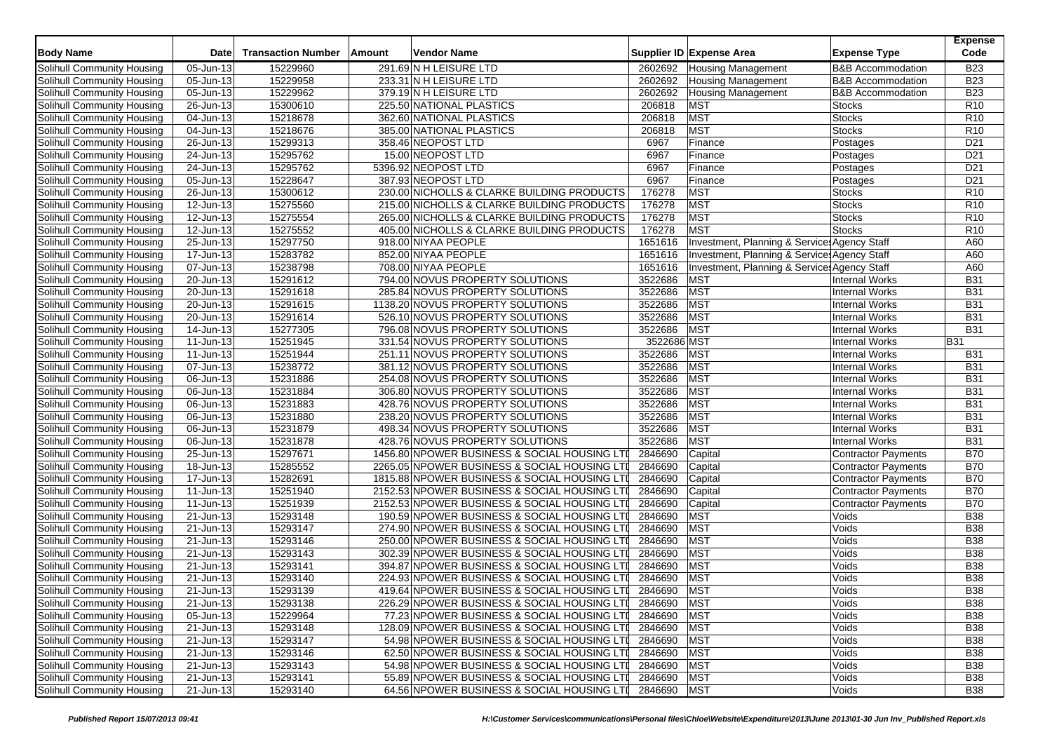| Body Name | Date | Transaction Number | Amount | Vendor Name | Supplier ID | Expense Area | Expense Type | Expense Code |
|---|---|---|---|---|---|---|---|---|
| Solihull Community Housing | 05-Jun-13 | 15229960 | 291.69 | N H LEISURE LTD | 2602692 | Housing Management | B&B Accommodation | B23 |
| Solihull Community Housing | 05-Jun-13 | 15229958 | 233.31 | N H LEISURE LTD | 2602692 | Housing Management | B&B Accommodation | B23 |
| Solihull Community Housing | 05-Jun-13 | 15229962 | 379.19 | N H LEISURE LTD | 2602692 | Housing Management | B&B Accommodation | B23 |
| Solihull Community Housing | 26-Jun-13 | 15300610 | 225.50 | NATIONAL PLASTICS | 206818 | MST | Stocks | R10 |
| Solihull Community Housing | 04-Jun-13 | 15218678 | 362.60 | NATIONAL PLASTICS | 206818 | MST | Stocks | R10 |
| Solihull Community Housing | 04-Jun-13 | 15218676 | 385.00 | NATIONAL PLASTICS | 206818 | MST | Stocks | R10 |
| Solihull Community Housing | 26-Jun-13 | 15299313 | 358.46 | NEOPOST LTD | 6967 | Finance | Postages | D21 |
| Solihull Community Housing | 24-Jun-13 | 15295762 | 15.00 | NEOPOST LTD | 6967 | Finance | Postages | D21 |
| Solihull Community Housing | 24-Jun-13 | 15295762 | 5396.92 | NEOPOST LTD | 6967 | Finance | Postages | D21 |
| Solihull Community Housing | 05-Jun-13 | 15228647 | 387.93 | NEOPOST LTD | 6967 | Finance | Postages | D21 |
| Solihull Community Housing | 26-Jun-13 | 15300612 | 230.00 | NICHOLLS & CLARKE BUILDING PRODUCTS | 176278 | MST | Stocks | R10 |
| Solihull Community Housing | 12-Jun-13 | 15275560 | 215.00 | NICHOLLS & CLARKE BUILDING PRODUCTS | 176278 | MST | Stocks | R10 |
| Solihull Community Housing | 12-Jun-13 | 15275554 | 265.00 | NICHOLLS & CLARKE BUILDING PRODUCTS | 176278 | MST | Stocks | R10 |
| Solihull Community Housing | 12-Jun-13 | 15275552 | 405.00 | NICHOLLS & CLARKE BUILDING PRODUCTS | 176278 | MST | Stocks | R10 |
| Solihull Community Housing | 25-Jun-13 | 15297750 | 918.00 | NIYAA PEOPLE | 1651616 | Investment, Planning & Services | Agency Staff | A60 |
| Solihull Community Housing | 17-Jun-13 | 15283782 | 852.00 | NIYAA PEOPLE | 1651616 | Investment, Planning & Services | Agency Staff | A60 |
| Solihull Community Housing | 07-Jun-13 | 15238798 | 708.00 | NIYAA PEOPLE | 1651616 | Investment, Planning & Services | Agency Staff | A60 |
| Solihull Community Housing | 20-Jun-13 | 15291612 | 794.00 | NOVUS PROPERTY SOLUTIONS | 3522686 | MST | Internal Works | B31 |
| Solihull Community Housing | 20-Jun-13 | 15291618 | 285.84 | NOVUS PROPERTY SOLUTIONS | 3522686 | MST | Internal Works | B31 |
| Solihull Community Housing | 20-Jun-13 | 15291615 | 1138.20 | NOVUS PROPERTY SOLUTIONS | 3522686 | MST | Internal Works | B31 |
| Solihull Community Housing | 20-Jun-13 | 15291614 | 526.10 | NOVUS PROPERTY SOLUTIONS | 3522686 | MST | Internal Works | B31 |
| Solihull Community Housing | 14-Jun-13 | 15277305 | 796.08 | NOVUS PROPERTY SOLUTIONS | 3522686 | MST | Internal Works | B31 |
| Solihull Community Housing | 11-Jun-13 | 15251945 | 331.54 | NOVUS PROPERTY SOLUTIONS | 3522686 | MST | Internal Works | B31 |
| Solihull Community Housing | 11-Jun-13 | 15251944 | 251.11 | NOVUS PROPERTY SOLUTIONS | 3522686 | MST | Internal Works | B31 |
| Solihull Community Housing | 07-Jun-13 | 15238772 | 381.12 | NOVUS PROPERTY SOLUTIONS | 3522686 | MST | Internal Works | B31 |
| Solihull Community Housing | 06-Jun-13 | 15231886 | 254.08 | NOVUS PROPERTY SOLUTIONS | 3522686 | MST | Internal Works | B31 |
| Solihull Community Housing | 06-Jun-13 | 15231884 | 306.80 | NOVUS PROPERTY SOLUTIONS | 3522686 | MST | Internal Works | B31 |
| Solihull Community Housing | 06-Jun-13 | 15231883 | 428.76 | NOVUS PROPERTY SOLUTIONS | 3522686 | MST | Internal Works | B31 |
| Solihull Community Housing | 06-Jun-13 | 15231880 | 238.20 | NOVUS PROPERTY SOLUTIONS | 3522686 | MST | Internal Works | B31 |
| Solihull Community Housing | 06-Jun-13 | 15231879 | 498.34 | NOVUS PROPERTY SOLUTIONS | 3522686 | MST | Internal Works | B31 |
| Solihull Community Housing | 06-Jun-13 | 15231878 | 428.76 | NOVUS PROPERTY SOLUTIONS | 3522686 | MST | Internal Works | B31 |
| Solihull Community Housing | 25-Jun-13 | 15297671 | 1456.80 | NPOWER BUSINESS & SOCIAL HOUSING LTD | 2846690 | Capital | Contractor Payments | B70 |
| Solihull Community Housing | 18-Jun-13 | 15285552 | 2265.05 | NPOWER BUSINESS & SOCIAL HOUSING LTD | 2846690 | Capital | Contractor Payments | B70 |
| Solihull Community Housing | 17-Jun-13 | 15282691 | 1815.88 | NPOWER BUSINESS & SOCIAL HOUSING LTD | 2846690 | Capital | Contractor Payments | B70 |
| Solihull Community Housing | 11-Jun-13 | 15251940 | 2152.53 | NPOWER BUSINESS & SOCIAL HOUSING LTD | 2846690 | Capital | Contractor Payments | B70 |
| Solihull Community Housing | 11-Jun-13 | 15251939 | 2152.53 | NPOWER BUSINESS & SOCIAL HOUSING LTD | 2846690 | Capital | Contractor Payments | B70 |
| Solihull Community Housing | 21-Jun-13 | 15293148 | 190.59 | NPOWER BUSINESS & SOCIAL HOUSING LTD | 2846690 | MST | Voids | B38 |
| Solihull Community Housing | 21-Jun-13 | 15293147 | 274.90 | NPOWER BUSINESS & SOCIAL HOUSING LTD | 2846690 | MST | Voids | B38 |
| Solihull Community Housing | 21-Jun-13 | 15293146 | 250.00 | NPOWER BUSINESS & SOCIAL HOUSING LTD | 2846690 | MST | Voids | B38 |
| Solihull Community Housing | 21-Jun-13 | 15293143 | 302.39 | NPOWER BUSINESS & SOCIAL HOUSING LTD | 2846690 | MST | Voids | B38 |
| Solihull Community Housing | 21-Jun-13 | 15293141 | 394.87 | NPOWER BUSINESS & SOCIAL HOUSING LTD | 2846690 | MST | Voids | B38 |
| Solihull Community Housing | 21-Jun-13 | 15293140 | 224.93 | NPOWER BUSINESS & SOCIAL HOUSING LTD | 2846690 | MST | Voids | B38 |
| Solihull Community Housing | 21-Jun-13 | 15293139 | 419.64 | NPOWER BUSINESS & SOCIAL HOUSING LTD | 2846690 | MST | Voids | B38 |
| Solihull Community Housing | 21-Jun-13 | 15293138 | 226.29 | NPOWER BUSINESS & SOCIAL HOUSING LTD | 2846690 | MST | Voids | B38 |
| Solihull Community Housing | 05-Jun-13 | 15229964 | 77.23 | NPOWER BUSINESS & SOCIAL HOUSING LTD | 2846690 | MST | Voids | B38 |
| Solihull Community Housing | 21-Jun-13 | 15293148 | 128.09 | NPOWER BUSINESS & SOCIAL HOUSING LTD | 2846690 | MST | Voids | B38 |
| Solihull Community Housing | 21-Jun-13 | 15293147 | 54.98 | NPOWER BUSINESS & SOCIAL HOUSING LTD | 2846690 | MST | Voids | B38 |
| Solihull Community Housing | 21-Jun-13 | 15293146 | 62.50 | NPOWER BUSINESS & SOCIAL HOUSING LTD | 2846690 | MST | Voids | B38 |
| Solihull Community Housing | 21-Jun-13 | 15293143 | 54.98 | NPOWER BUSINESS & SOCIAL HOUSING LTD | 2846690 | MST | Voids | B38 |
| Solihull Community Housing | 21-Jun-13 | 15293141 | 55.89 | NPOWER BUSINESS & SOCIAL HOUSING LTD | 2846690 | MST | Voids | B38 |
| Solihull Community Housing | 21-Jun-13 | 15293140 | 64.56 | NPOWER BUSINESS & SOCIAL HOUSING LTD | 2846690 | MST | Voids | B38 |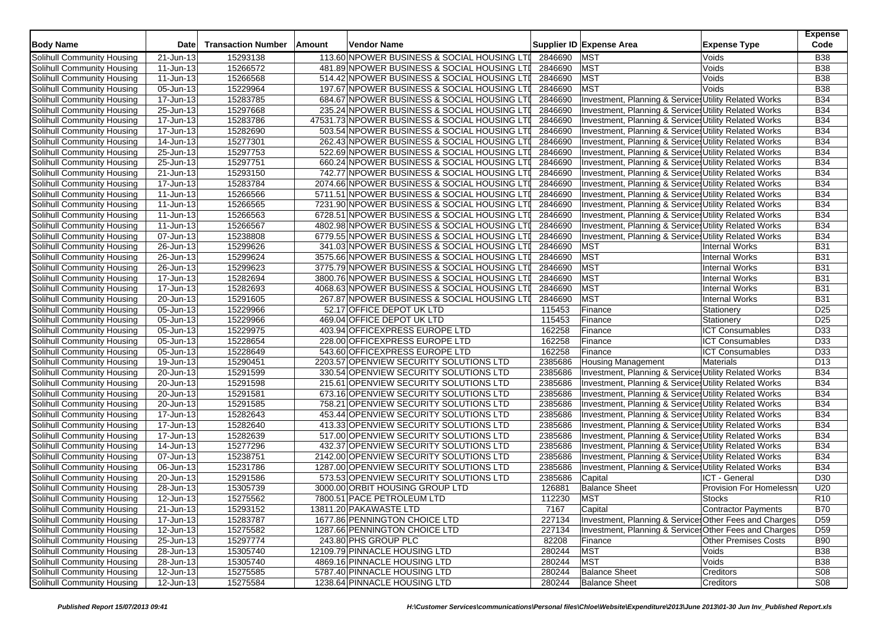| Body Name | Date | Transaction Number | Amount | Vendor Name | Supplier ID | Expense Area | Expense Type | Expense Code |
|---|---|---|---|---|---|---|---|---|
| Solihull Community Housing | 21-Jun-13 | 15293138 | 113.60 | NPOWER BUSINESS & SOCIAL HOUSING LTD | 2846690 | MST | Voids | B38 |
| Solihull Community Housing | 11-Jun-13 | 15266572 | 481.89 | NPOWER BUSINESS & SOCIAL HOUSING LTD | 2846690 | MST | Voids | B38 |
| Solihull Community Housing | 11-Jun-13 | 15266568 | 514.42 | NPOWER BUSINESS & SOCIAL HOUSING LTD | 2846690 | MST | Voids | B38 |
| Solihull Community Housing | 05-Jun-13 | 15229964 | 197.67 | NPOWER BUSINESS & SOCIAL HOUSING LTD | 2846690 | MST | Voids | B38 |
| Solihull Community Housing | 17-Jun-13 | 15283785 | 684.67 | NPOWER BUSINESS & SOCIAL HOUSING LTD | 2846690 | Investment, Planning & Services | Utility Related Works | B34 |
| Solihull Community Housing | 25-Jun-13 | 15297668 | 235.24 | NPOWER BUSINESS & SOCIAL HOUSING LTD | 2846690 | Investment, Planning & Services | Utility Related Works | B34 |
| Solihull Community Housing | 17-Jun-13 | 15283786 | 47531.73 | NPOWER BUSINESS & SOCIAL HOUSING LTD | 2846690 | Investment, Planning & Services | Utility Related Works | B34 |
| Solihull Community Housing | 17-Jun-13 | 15282690 | 503.54 | NPOWER BUSINESS & SOCIAL HOUSING LTD | 2846690 | Investment, Planning & Services | Utility Related Works | B34 |
| Solihull Community Housing | 14-Jun-13 | 15277301 | 262.43 | NPOWER BUSINESS & SOCIAL HOUSING LTD | 2846690 | Investment, Planning & Services | Utility Related Works | B34 |
| Solihull Community Housing | 25-Jun-13 | 15297753 | 522.69 | NPOWER BUSINESS & SOCIAL HOUSING LTD | 2846690 | Investment, Planning & Services | Utility Related Works | B34 |
| Solihull Community Housing | 25-Jun-13 | 15297751 | 660.24 | NPOWER BUSINESS & SOCIAL HOUSING LTD | 2846690 | Investment, Planning & Services | Utility Related Works | B34 |
| Solihull Community Housing | 21-Jun-13 | 15293150 | 742.77 | NPOWER BUSINESS & SOCIAL HOUSING LTD | 2846690 | Investment, Planning & Services | Utility Related Works | B34 |
| Solihull Community Housing | 17-Jun-13 | 15283784 | 2074.66 | NPOWER BUSINESS & SOCIAL HOUSING LTD | 2846690 | Investment, Planning & Services | Utility Related Works | B34 |
| Solihull Community Housing | 11-Jun-13 | 15266566 | 5711.51 | NPOWER BUSINESS & SOCIAL HOUSING LTD | 2846690 | Investment, Planning & Services | Utility Related Works | B34 |
| Solihull Community Housing | 11-Jun-13 | 15266565 | 7231.90 | NPOWER BUSINESS & SOCIAL HOUSING LTD | 2846690 | Investment, Planning & Services | Utility Related Works | B34 |
| Solihull Community Housing | 11-Jun-13 | 15266563 | 6728.51 | NPOWER BUSINESS & SOCIAL HOUSING LTD | 2846690 | Investment, Planning & Services | Utility Related Works | B34 |
| Solihull Community Housing | 11-Jun-13 | 15266567 | 4802.98 | NPOWER BUSINESS & SOCIAL HOUSING LTD | 2846690 | Investment, Planning & Services | Utility Related Works | B34 |
| Solihull Community Housing | 07-Jun-13 | 15238808 | 6779.55 | NPOWER BUSINESS & SOCIAL HOUSING LTD | 2846690 | Investment, Planning & Services | Utility Related Works | B34 |
| Solihull Community Housing | 26-Jun-13 | 15299626 | 341.03 | NPOWER BUSINESS & SOCIAL HOUSING LTD | 2846690 | MST | Internal Works | B31 |
| Solihull Community Housing | 26-Jun-13 | 15299624 | 3575.66 | NPOWER BUSINESS & SOCIAL HOUSING LTD | 2846690 | MST | Internal Works | B31 |
| Solihull Community Housing | 26-Jun-13 | 15299623 | 3775.79 | NPOWER BUSINESS & SOCIAL HOUSING LTD | 2846690 | MST | Internal Works | B31 |
| Solihull Community Housing | 17-Jun-13 | 15282694 | 3800.76 | NPOWER BUSINESS & SOCIAL HOUSING LTD | 2846690 | MST | Internal Works | B31 |
| Solihull Community Housing | 17-Jun-13 | 15282693 | 4068.63 | NPOWER BUSINESS & SOCIAL HOUSING LTD | 2846690 | MST | Internal Works | B31 |
| Solihull Community Housing | 20-Jun-13 | 15291605 | 267.87 | NPOWER BUSINESS & SOCIAL HOUSING LTD | 2846690 | MST | Internal Works | B31 |
| Solihull Community Housing | 05-Jun-13 | 15229966 | 52.17 | OFFICE DEPOT UK LTD | 115453 | Finance | Stationery | D25 |
| Solihull Community Housing | 05-Jun-13 | 15229966 | 469.04 | OFFICE DEPOT UK LTD | 115453 | Finance | Stationery | D25 |
| Solihull Community Housing | 05-Jun-13 | 15229975 | 403.94 | OFFICEXPRESS EUROPE LTD | 162258 | Finance | ICT Consumables | D33 |
| Solihull Community Housing | 05-Jun-13 | 15228654 | 228.00 | OFFICEXPRESS EUROPE LTD | 162258 | Finance | ICT Consumables | D33 |
| Solihull Community Housing | 05-Jun-13 | 15228649 | 543.60 | OFFICEXPRESS EUROPE LTD | 162258 | Finance | ICT Consumables | D33 |
| Solihull Community Housing | 19-Jun-13 | 15290451 | 2203.57 | OPENVIEW SECURITY SOLUTIONS LTD | 2385686 | Housing Management | Materials | D13 |
| Solihull Community Housing | 20-Jun-13 | 15291599 | 330.54 | OPENVIEW SECURITY SOLUTIONS LTD | 2385686 | Investment, Planning & Services | Utility Related Works | B34 |
| Solihull Community Housing | 20-Jun-13 | 15291598 | 215.61 | OPENVIEW SECURITY SOLUTIONS LTD | 2385686 | Investment, Planning & Services | Utility Related Works | B34 |
| Solihull Community Housing | 20-Jun-13 | 15291581 | 673.16 | OPENVIEW SECURITY SOLUTIONS LTD | 2385686 | Investment, Planning & Services | Utility Related Works | B34 |
| Solihull Community Housing | 20-Jun-13 | 15291585 | 758.21 | OPENVIEW SECURITY SOLUTIONS LTD | 2385686 | Investment, Planning & Services | Utility Related Works | B34 |
| Solihull Community Housing | 17-Jun-13 | 15282643 | 453.44 | OPENVIEW SECURITY SOLUTIONS LTD | 2385686 | Investment, Planning & Services | Utility Related Works | B34 |
| Solihull Community Housing | 17-Jun-13 | 15282640 | 413.33 | OPENVIEW SECURITY SOLUTIONS LTD | 2385686 | Investment, Planning & Services | Utility Related Works | B34 |
| Solihull Community Housing | 17-Jun-13 | 15282639 | 517.00 | OPENVIEW SECURITY SOLUTIONS LTD | 2385686 | Investment, Planning & Services | Utility Related Works | B34 |
| Solihull Community Housing | 14-Jun-13 | 15277296 | 432.37 | OPENVIEW SECURITY SOLUTIONS LTD | 2385686 | Investment, Planning & Services | Utility Related Works | B34 |
| Solihull Community Housing | 07-Jun-13 | 15238751 | 2142.00 | OPENVIEW SECURITY SOLUTIONS LTD | 2385686 | Investment, Planning & Services | Utility Related Works | B34 |
| Solihull Community Housing | 06-Jun-13 | 15231786 | 1287.00 | OPENVIEW SECURITY SOLUTIONS LTD | 2385686 | Investment, Planning & Services | Utility Related Works | B34 |
| Solihull Community Housing | 20-Jun-13 | 15291586 | 573.53 | OPENVIEW SECURITY SOLUTIONS LTD | 2385686 | Capital | ICT - General | D30 |
| Solihull Community Housing | 28-Jun-13 | 15305739 | 3000.00 | ORBIT HOUSING GROUP LTD | 126881 | Balance Sheet | Provision For Homelessn | U20 |
| Solihull Community Housing | 12-Jun-13 | 15275562 | 7800.51 | PACE PETROLEUM LTD | 112230 | MST | Stocks | R10 |
| Solihull Community Housing | 21-Jun-13 | 15293152 | 13811.20 | PAKAWASTE LTD | 7167 | Capital | Contractor Payments | B70 |
| Solihull Community Housing | 17-Jun-13 | 15283787 | 1677.86 | PENNINGTON CHOICE LTD | 227134 | Investment, Planning & Services | Other Fees and Charges | D59 |
| Solihull Community Housing | 12-Jun-13 | 15275582 | 1287.66 | PENNINGTON CHOICE LTD | 227134 | Investment, Planning & Services | Other Fees and Charges | D59 |
| Solihull Community Housing | 25-Jun-13 | 15297774 | 243.80 | PHS GROUP PLC | 82208 | Finance | Other Premises Costs | B90 |
| Solihull Community Housing | 28-Jun-13 | 15305740 | 12109.79 | PINNACLE HOUSING LTD | 280244 | MST | Voids | B38 |
| Solihull Community Housing | 28-Jun-13 | 15305740 | 4869.16 | PINNACLE HOUSING LTD | 280244 | MST | Voids | B38 |
| Solihull Community Housing | 12-Jun-13 | 15275585 | 5787.40 | PINNACLE HOUSING LTD | 280244 | Balance Sheet | Creditors | S08 |
| Solihull Community Housing | 12-Jun-13 | 15275584 | 1238.64 | PINNACLE HOUSING LTD | 280244 | Balance Sheet | Creditors | S08 |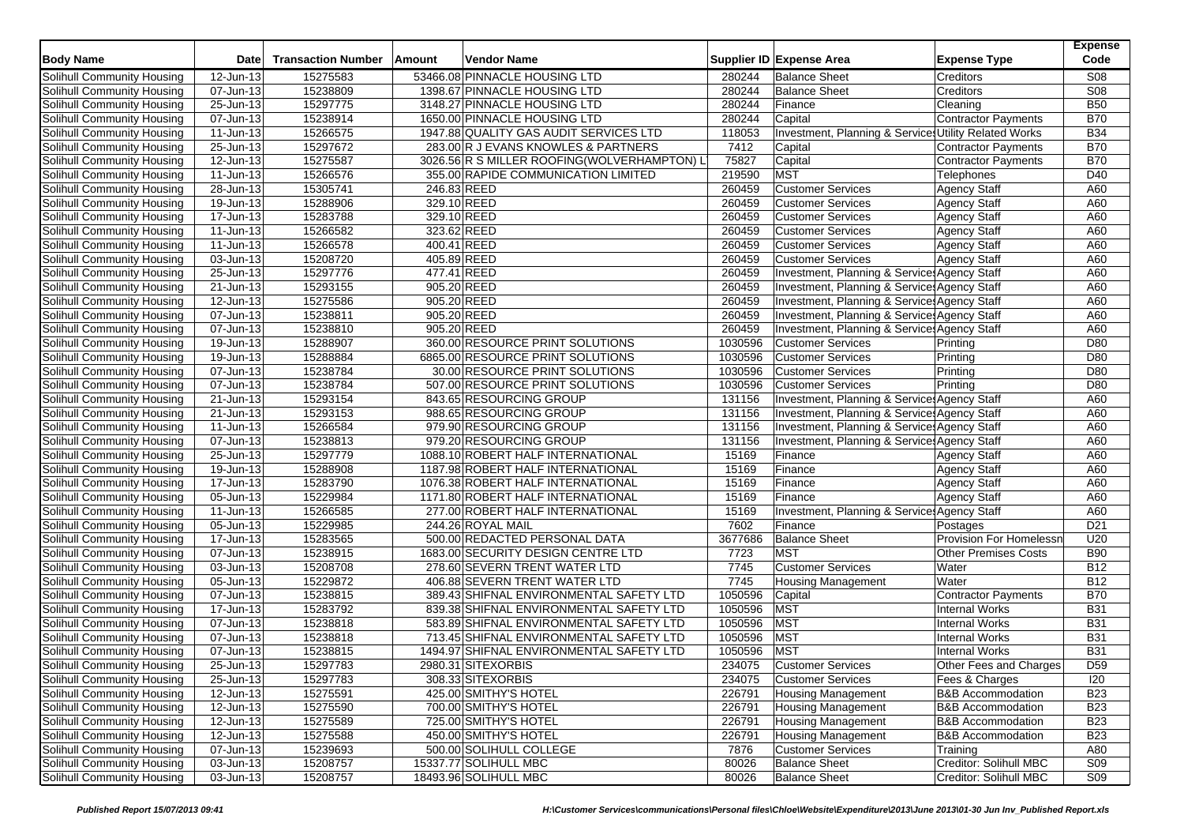| Body Name | Date | Transaction Number | Amount | Vendor Name | Supplier ID | Expense Area | Expense Type | Expense Code |
|---|---|---|---|---|---|---|---|---|
| Solihull Community Housing | 12-Jun-13 | 15275583 | 53466.08 | PINNACLE HOUSING LTD | 280244 | Balance Sheet | Creditors | S08 |
| Solihull Community Housing | 07-Jun-13 | 15238809 | 1398.67 | PINNACLE HOUSING LTD | 280244 | Balance Sheet | Creditors | S08 |
| Solihull Community Housing | 25-Jun-13 | 15297775 | 3148.27 | PINNACLE HOUSING LTD | 280244 | Finance | Cleaning | B50 |
| Solihull Community Housing | 07-Jun-13 | 15238914 | 1650.00 | PINNACLE HOUSING LTD | 280244 | Capital | Contractor Payments | B70 |
| Solihull Community Housing | 11-Jun-13 | 15266575 | 1947.88 | QUALITY GAS AUDIT SERVICES LTD | 118053 | Investment, Planning & Services | Utility Related Works | B34 |
| Solihull Community Housing | 25-Jun-13 | 15297672 | 283.00 | R J EVANS KNOWLES & PARTNERS | 7412 | Capital | Contractor Payments | B70 |
| Solihull Community Housing | 12-Jun-13 | 15275587 | 3026.56 | R S MILLER ROOFING(WOLVERHAMPTON) L | 75827 | Capital | Contractor Payments | B70 |
| Solihull Community Housing | 11-Jun-13 | 15266576 | 355.00 | RAPIDE COMMUNICATION LIMITED | 219590 | MST | Telephones | D40 |
| Solihull Community Housing | 28-Jun-13 | 15305741 | 246.83 | REED | 260459 | Customer Services | Agency Staff | A60 |
| Solihull Community Housing | 19-Jun-13 | 15288906 | 329.10 | REED | 260459 | Customer Services | Agency Staff | A60 |
| Solihull Community Housing | 17-Jun-13 | 15283788 | 329.10 | REED | 260459 | Customer Services | Agency Staff | A60 |
| Solihull Community Housing | 11-Jun-13 | 15266582 | 323.62 | REED | 260459 | Customer Services | Agency Staff | A60 |
| Solihull Community Housing | 11-Jun-13 | 15266578 | 400.41 | REED | 260459 | Customer Services | Agency Staff | A60 |
| Solihull Community Housing | 03-Jun-13 | 15208720 | 405.89 | REED | 260459 | Customer Services | Agency Staff | A60 |
| Solihull Community Housing | 25-Jun-13 | 15297776 | 477.41 | REED | 260459 | Investment, Planning & Services | Agency Staff | A60 |
| Solihull Community Housing | 21-Jun-13 | 15293155 | 905.20 | REED | 260459 | Investment, Planning & Services | Agency Staff | A60 |
| Solihull Community Housing | 12-Jun-13 | 15275586 | 905.20 | REED | 260459 | Investment, Planning & Services | Agency Staff | A60 |
| Solihull Community Housing | 07-Jun-13 | 15238811 | 905.20 | REED | 260459 | Investment, Planning & Services | Agency Staff | A60 |
| Solihull Community Housing | 07-Jun-13 | 15238810 | 905.20 | REED | 260459 | Investment, Planning & Services | Agency Staff | A60 |
| Solihull Community Housing | 19-Jun-13 | 15288907 | 360.00 | RESOURCE PRINT SOLUTIONS | 1030596 | Customer Services | Printing | D80 |
| Solihull Community Housing | 19-Jun-13 | 15288884 | 6865.00 | RESOURCE PRINT SOLUTIONS | 1030596 | Customer Services | Printing | D80 |
| Solihull Community Housing | 07-Jun-13 | 15238784 | 30.00 | RESOURCE PRINT SOLUTIONS | 1030596 | Customer Services | Printing | D80 |
| Solihull Community Housing | 07-Jun-13 | 15238784 | 507.00 | RESOURCE PRINT SOLUTIONS | 1030596 | Customer Services | Printing | D80 |
| Solihull Community Housing | 21-Jun-13 | 15293154 | 843.65 | RESOURCING GROUP | 131156 | Investment, Planning & Services | Agency Staff | A60 |
| Solihull Community Housing | 21-Jun-13 | 15293153 | 988.65 | RESOURCING GROUP | 131156 | Investment, Planning & Services | Agency Staff | A60 |
| Solihull Community Housing | 11-Jun-13 | 15266584 | 979.90 | RESOURCING GROUP | 131156 | Investment, Planning & Services | Agency Staff | A60 |
| Solihull Community Housing | 07-Jun-13 | 15238813 | 979.20 | RESOURCING GROUP | 131156 | Investment, Planning & Services | Agency Staff | A60 |
| Solihull Community Housing | 25-Jun-13 | 15297779 | 1088.10 | ROBERT HALF INTERNATIONAL | 15169 | Finance | Agency Staff | A60 |
| Solihull Community Housing | 19-Jun-13 | 15288908 | 1187.98 | ROBERT HALF INTERNATIONAL | 15169 | Finance | Agency Staff | A60 |
| Solihull Community Housing | 17-Jun-13 | 15283790 | 1076.38 | ROBERT HALF INTERNATIONAL | 15169 | Finance | Agency Staff | A60 |
| Solihull Community Housing | 05-Jun-13 | 15229984 | 1171.80 | ROBERT HALF INTERNATIONAL | 15169 | Finance | Agency Staff | A60 |
| Solihull Community Housing | 11-Jun-13 | 15266585 | 277.00 | ROBERT HALF INTERNATIONAL | 15169 | Investment, Planning & Services | Agency Staff | A60 |
| Solihull Community Housing | 05-Jun-13 | 15229985 | 244.26 | ROYAL MAIL | 7602 | Finance | Postages | D21 |
| Solihull Community Housing | 17-Jun-13 | 15283565 | 500.00 | REDACTED PERSONAL DATA | 3677686 | Balance Sheet | Provision For Homelessn | U20 |
| Solihull Community Housing | 07-Jun-13 | 15238915 | 1683.00 | SECURITY DESIGN CENTRE LTD | 7723 | MST | Other Premises Costs | B90 |
| Solihull Community Housing | 03-Jun-13 | 15208708 | 278.60 | SEVERN TRENT WATER LTD | 7745 | Customer Services | Water | B12 |
| Solihull Community Housing | 05-Jun-13 | 15229872 | 406.88 | SEVERN TRENT WATER LTD | 7745 | Housing Management | Water | B12 |
| Solihull Community Housing | 07-Jun-13 | 15238815 | 389.43 | SHIFNAL ENVIRONMENTAL SAFETY LTD | 1050596 | Capital | Contractor Payments | B70 |
| Solihull Community Housing | 17-Jun-13 | 15283792 | 839.38 | SHIFNAL ENVIRONMENTAL SAFETY LTD | 1050596 | MST | Internal Works | B31 |
| Solihull Community Housing | 07-Jun-13 | 15238818 | 583.89 | SHIFNAL ENVIRONMENTAL SAFETY LTD | 1050596 | MST | Internal Works | B31 |
| Solihull Community Housing | 07-Jun-13 | 15238818 | 713.45 | SHIFNAL ENVIRONMENTAL SAFETY LTD | 1050596 | MST | Internal Works | B31 |
| Solihull Community Housing | 07-Jun-13 | 15238815 | 1494.97 | SHIFNAL ENVIRONMENTAL SAFETY LTD | 1050596 | MST | Internal Works | B31 |
| Solihull Community Housing | 25-Jun-13 | 15297783 | 2980.31 | SITEXORBIS | 234075 | Customer Services | Other Fees and Charges | D59 |
| Solihull Community Housing | 25-Jun-13 | 15297783 | 308.33 | SITEXORBIS | 234075 | Customer Services | Fees & Charges | I20 |
| Solihull Community Housing | 12-Jun-13 | 15275591 | 425.00 | SMITHY'S HOTEL | 226791 | Housing Management | B&B Accommodation | B23 |
| Solihull Community Housing | 12-Jun-13 | 15275590 | 700.00 | SMITHY'S HOTEL | 226791 | Housing Management | B&B Accommodation | B23 |
| Solihull Community Housing | 12-Jun-13 | 15275589 | 725.00 | SMITHY'S HOTEL | 226791 | Housing Management | B&B Accommodation | B23 |
| Solihull Community Housing | 12-Jun-13 | 15275588 | 450.00 | SMITHY'S HOTEL | 226791 | Housing Management | B&B Accommodation | B23 |
| Solihull Community Housing | 07-Jun-13 | 15239693 | 500.00 | SOLIHULL COLLEGE | 7876 | Customer Services | Training | A80 |
| Solihull Community Housing | 03-Jun-13 | 15208757 | 15337.77 | SOLIHULL MBC | 80026 | Balance Sheet | Creditor: Solihull MBC | S09 |
| Solihull Community Housing | 03-Jun-13 | 15208757 | 18493.96 | SOLIHULL MBC | 80026 | Balance Sheet | Creditor: Solihull MBC | S09 |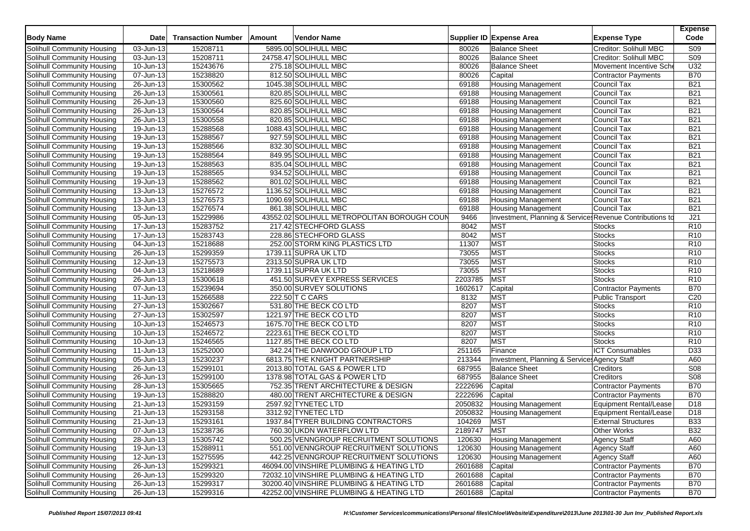| Body Name | Date | Transaction Number | Amount | Vendor Name | Supplier ID | Expense Area | Expense Type | Expense Code |
|---|---|---|---|---|---|---|---|---|
| Solihull Community Housing | 03-Jun-13 | 15208711 | 5895.00 | SOLIHULL MBC | 80026 | Balance Sheet | Creditor: Solihull MBC | S09 |
| Solihull Community Housing | 03-Jun-13 | 15208711 | 24758.47 | SOLIHULL MBC | 80026 | Balance Sheet | Creditor: Solihull MBC | S09 |
| Solihull Community Housing | 10-Jun-13 | 15243676 | 275.18 | SOLIHULL MBC | 80026 | Balance Sheet | Movement Incentive Sche | U32 |
| Solihull Community Housing | 07-Jun-13 | 15238820 | 812.50 | SOLIHULL MBC | 80026 | Capital | Contractor Payments | B70 |
| Solihull Community Housing | 26-Jun-13 | 15300562 | 1045.38 | SOLIHULL MBC | 69188 | Housing Management | Council Tax | B21 |
| Solihull Community Housing | 26-Jun-13 | 15300561 | 820.85 | SOLIHULL MBC | 69188 | Housing Management | Council Tax | B21 |
| Solihull Community Housing | 26-Jun-13 | 15300560 | 825.60 | SOLIHULL MBC | 69188 | Housing Management | Council Tax | B21 |
| Solihull Community Housing | 26-Jun-13 | 15300564 | 820.85 | SOLIHULL MBC | 69188 | Housing Management | Council Tax | B21 |
| Solihull Community Housing | 26-Jun-13 | 15300558 | 820.85 | SOLIHULL MBC | 69188 | Housing Management | Council Tax | B21 |
| Solihull Community Housing | 19-Jun-13 | 15288568 | 1088.43 | SOLIHULL MBC | 69188 | Housing Management | Council Tax | B21 |
| Solihull Community Housing | 19-Jun-13 | 15288567 | 927.59 | SOLIHULL MBC | 69188 | Housing Management | Council Tax | B21 |
| Solihull Community Housing | 19-Jun-13 | 15288566 | 832.30 | SOLIHULL MBC | 69188 | Housing Management | Council Tax | B21 |
| Solihull Community Housing | 19-Jun-13 | 15288564 | 849.95 | SOLIHULL MBC | 69188 | Housing Management | Council Tax | B21 |
| Solihull Community Housing | 19-Jun-13 | 15288563 | 835.04 | SOLIHULL MBC | 69188 | Housing Management | Council Tax | B21 |
| Solihull Community Housing | 19-Jun-13 | 15288565 | 934.52 | SOLIHULL MBC | 69188 | Housing Management | Council Tax | B21 |
| Solihull Community Housing | 19-Jun-13 | 15288562 | 801.02 | SOLIHULL MBC | 69188 | Housing Management | Council Tax | B21 |
| Solihull Community Housing | 13-Jun-13 | 15276572 | 1136.52 | SOLIHULL MBC | 69188 | Housing Management | Council Tax | B21 |
| Solihull Community Housing | 13-Jun-13 | 15276573 | 1090.69 | SOLIHULL MBC | 69188 | Housing Management | Council Tax | B21 |
| Solihull Community Housing | 13-Jun-13 | 15276574 | 861.38 | SOLIHULL MBC | 69188 | Housing Management | Council Tax | B21 |
| Solihull Community Housing | 05-Jun-13 | 15229986 | 43552.02 | SOLIHULL METROPOLITAN BOROUGH COUN | 9466 | Investment, Planning & Services | Revenue Contributions to | J21 |
| Solihull Community Housing | 17-Jun-13 | 15283752 | 217.42 | STECHFORD GLASS | 8042 | MST | Stocks | R10 |
| Solihull Community Housing | 17-Jun-13 | 15283743 | 228.86 | STECHFORD GLASS | 8042 | MST | Stocks | R10 |
| Solihull Community Housing | 04-Jun-13 | 15218688 | 252.00 | STORM KING PLASTICS LTD | 11307 | MST | Stocks | R10 |
| Solihull Community Housing | 26-Jun-13 | 15299359 | 1739.11 | SUPRA UK LTD | 73055 | MST | Stocks | R10 |
| Solihull Community Housing | 12-Jun-13 | 15275573 | 2313.50 | SUPRA UK LTD | 73055 | MST | Stocks | R10 |
| Solihull Community Housing | 04-Jun-13 | 15218689 | 1739.11 | SUPRA UK LTD | 73055 | MST | Stocks | R10 |
| Solihull Community Housing | 26-Jun-13 | 15300618 | 451.50 | SURVEY EXPRESS SERVICES | 2203785 | MST | Stocks | R10 |
| Solihull Community Housing | 07-Jun-13 | 15239694 | 350.00 | SURVEY SOLUTIONS | 1602617 | Capital | Contractor Payments | B70 |
| Solihull Community Housing | 11-Jun-13 | 15266588 | 222.50 | T C CARS | 8132 | MST | Public Transport | C20 |
| Solihull Community Housing | 27-Jun-13 | 15302667 | 531.80 | THE BECK CO LTD | 8207 | MST | Stocks | R10 |
| Solihull Community Housing | 27-Jun-13 | 15302597 | 1221.97 | THE BECK CO LTD | 8207 | MST | Stocks | R10 |
| Solihull Community Housing | 10-Jun-13 | 15246573 | 1675.70 | THE BECK CO LTD | 8207 | MST | Stocks | R10 |
| Solihull Community Housing | 10-Jun-13 | 15246572 | 2223.61 | THE BECK CO LTD | 8207 | MST | Stocks | R10 |
| Solihull Community Housing | 10-Jun-13 | 15246565 | 1127.85 | THE BECK CO LTD | 8207 | MST | Stocks | R10 |
| Solihull Community Housing | 11-Jun-13 | 15252000 | 342.24 | THE DANWOOD GROUP LTD | 251165 | Finance | ICT Consumables | D33 |
| Solihull Community Housing | 05-Jun-13 | 15230237 | 6813.75 | THE KNIGHT PARTNERSHIP | 213344 | Investment, Planning & Services | Agency Staff | A60 |
| Solihull Community Housing | 26-Jun-13 | 15299101 | 2013.80 | TOTAL GAS & POWER LTD | 687955 | Balance Sheet | Creditors | S08 |
| Solihull Community Housing | 26-Jun-13 | 15299100 | 1378.98 | TOTAL GAS & POWER LTD | 687955 | Balance Sheet | Creditors | S08 |
| Solihull Community Housing | 28-Jun-13 | 15305665 | 752.35 | TRENT ARCHITECTURE & DESIGN | 2222696 | Capital | Contractor Payments | B70 |
| Solihull Community Housing | 19-Jun-13 | 15288820 | 480.00 | TRENT ARCHITECTURE & DESIGN | 2222696 | Capital | Contractor Payments | B70 |
| Solihull Community Housing | 21-Jun-13 | 15293159 | 2597.92 | TYNETEC LTD | 2050832 | Housing Management | Equipment Rental/Lease | D18 |
| Solihull Community Housing | 21-Jun-13 | 15293158 | 3312.92 | TYNETEC LTD | 2050832 | Housing Management | Equipment Rental/Lease | D18 |
| Solihull Community Housing | 21-Jun-13 | 15293161 | 1937.84 | TYRER BUILDING CONTRACTORS | 104269 | MST | External Structures | B33 |
| Solihull Community Housing | 07-Jun-13 | 15238736 | 760.30 | UKDN WATERFLOW LTD | 2189747 | MST | Other Works | B32 |
| Solihull Community Housing | 28-Jun-13 | 15305742 | 500.25 | VENNGROUP RECRUITMENT SOLUTIONS | 120630 | Housing Management | Agency Staff | A60 |
| Solihull Community Housing | 19-Jun-13 | 15288911 | 551.00 | VENNGROUP RECRUITMENT SOLUTIONS | 120630 | Housing Management | Agency Staff | A60 |
| Solihull Community Housing | 12-Jun-13 | 15275595 | 442.25 | VENNGROUP RECRUITMENT SOLUTIONS | 120630 | Housing Management | Agency Staff | A60 |
| Solihull Community Housing | 26-Jun-13 | 15299321 | 46094.00 | VINSHIRE PLUMBING & HEATING LTD | 2601688 | Capital | Contractor Payments | B70 |
| Solihull Community Housing | 26-Jun-13 | 15299320 | 72032.10 | VINSHIRE PLUMBING & HEATING LTD | 2601688 | Capital | Contractor Payments | B70 |
| Solihull Community Housing | 26-Jun-13 | 15299317 | 30200.40 | VINSHIRE PLUMBING & HEATING LTD | 2601688 | Capital | Contractor Payments | B70 |
| Solihull Community Housing | 26-Jun-13 | 15299316 | 42252.00 | VINSHIRE PLUMBING & HEATING LTD | 2601688 | Capital | Contractor Payments | B70 |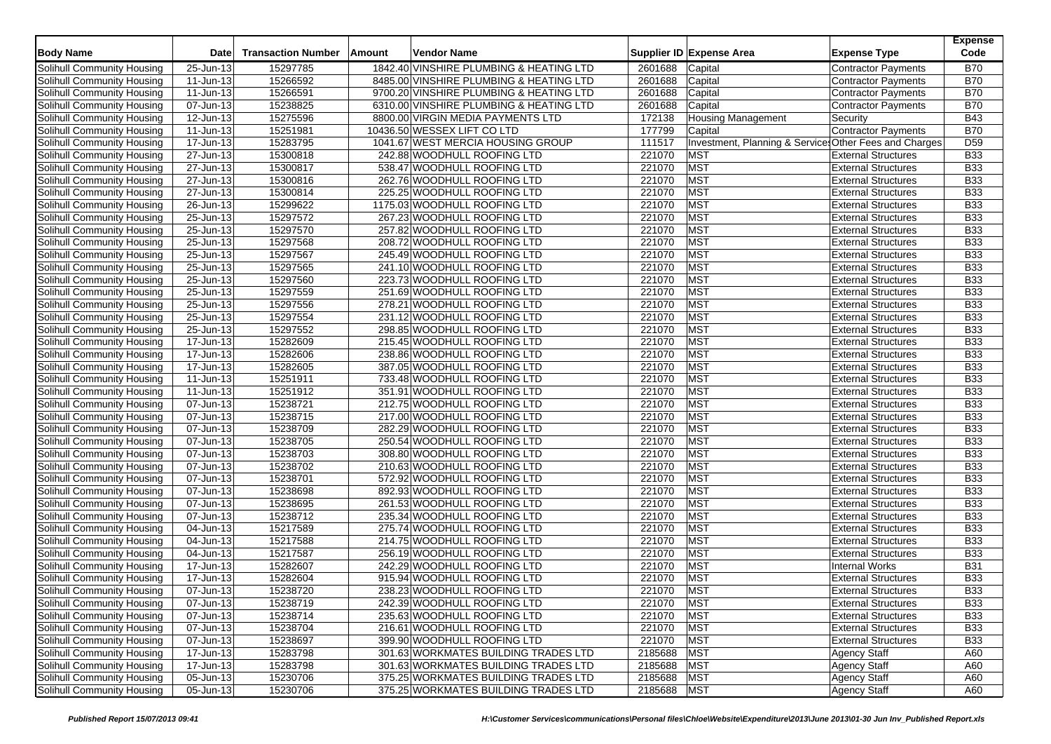| Body Name | Date | Transaction Number | Amount | Vendor Name | Supplier ID | Expense Area | Expense Type | Expense Code |
|---|---|---|---|---|---|---|---|---|
| Solihull Community Housing | 25-Jun-13 | 15297785 | 1842.40 | VINSHIRE PLUMBING & HEATING LTD | 2601688 | Capital | Contractor Payments | B70 |
| Solihull Community Housing | 11-Jun-13 | 15266592 | 8485.00 | VINSHIRE PLUMBING & HEATING LTD | 2601688 | Capital | Contractor Payments | B70 |
| Solihull Community Housing | 11-Jun-13 | 15266591 | 9700.20 | VINSHIRE PLUMBING & HEATING LTD | 2601688 | Capital | Contractor Payments | B70 |
| Solihull Community Housing | 07-Jun-13 | 15238825 | 6310.00 | VINSHIRE PLUMBING & HEATING LTD | 2601688 | Capital | Contractor Payments | B70 |
| Solihull Community Housing | 12-Jun-13 | 15275596 | 8800.00 | VIRGIN MEDIA PAYMENTS LTD | 172138 | Housing Management | Security | B43 |
| Solihull Community Housing | 11-Jun-13 | 15251981 | 10436.50 | WESSEX LIFT CO LTD | 177799 | Capital | Contractor Payments | B70 |
| Solihull Community Housing | 17-Jun-13 | 15283795 | 1041.67 | WEST MERCIA HOUSING GROUP | 111517 | Investment, Planning & Services | Other Fees and Charges | D59 |
| Solihull Community Housing | 27-Jun-13 | 15300818 | 242.88 | WOODHULL ROOFING LTD | 221070 | MST | External Structures | B33 |
| Solihull Community Housing | 27-Jun-13 | 15300817 | 538.47 | WOODHULL ROOFING LTD | 221070 | MST | External Structures | B33 |
| Solihull Community Housing | 27-Jun-13 | 15300816 | 262.76 | WOODHULL ROOFING LTD | 221070 | MST | External Structures | B33 |
| Solihull Community Housing | 27-Jun-13 | 15300814 | 225.25 | WOODHULL ROOFING LTD | 221070 | MST | External Structures | B33 |
| Solihull Community Housing | 26-Jun-13 | 15299622 | 1175.03 | WOODHULL ROOFING LTD | 221070 | MST | External Structures | B33 |
| Solihull Community Housing | 25-Jun-13 | 15297572 | 267.23 | WOODHULL ROOFING LTD | 221070 | MST | External Structures | B33 |
| Solihull Community Housing | 25-Jun-13 | 15297570 | 257.82 | WOODHULL ROOFING LTD | 221070 | MST | External Structures | B33 |
| Solihull Community Housing | 25-Jun-13 | 15297568 | 208.72 | WOODHULL ROOFING LTD | 221070 | MST | External Structures | B33 |
| Solihull Community Housing | 25-Jun-13 | 15297567 | 245.49 | WOODHULL ROOFING LTD | 221070 | MST | External Structures | B33 |
| Solihull Community Housing | 25-Jun-13 | 15297565 | 241.10 | WOODHULL ROOFING LTD | 221070 | MST | External Structures | B33 |
| Solihull Community Housing | 25-Jun-13 | 15297560 | 223.73 | WOODHULL ROOFING LTD | 221070 | MST | External Structures | B33 |
| Solihull Community Housing | 25-Jun-13 | 15297559 | 251.69 | WOODHULL ROOFING LTD | 221070 | MST | External Structures | B33 |
| Solihull Community Housing | 25-Jun-13 | 15297556 | 278.21 | WOODHULL ROOFING LTD | 221070 | MST | External Structures | B33 |
| Solihull Community Housing | 25-Jun-13 | 15297554 | 231.12 | WOODHULL ROOFING LTD | 221070 | MST | External Structures | B33 |
| Solihull Community Housing | 25-Jun-13 | 15297552 | 298.85 | WOODHULL ROOFING LTD | 221070 | MST | External Structures | B33 |
| Solihull Community Housing | 17-Jun-13 | 15282609 | 215.45 | WOODHULL ROOFING LTD | 221070 | MST | External Structures | B33 |
| Solihull Community Housing | 17-Jun-13 | 15282606 | 238.86 | WOODHULL ROOFING LTD | 221070 | MST | External Structures | B33 |
| Solihull Community Housing | 17-Jun-13 | 15282605 | 387.05 | WOODHULL ROOFING LTD | 221070 | MST | External Structures | B33 |
| Solihull Community Housing | 11-Jun-13 | 15251911 | 733.48 | WOODHULL ROOFING LTD | 221070 | MST | External Structures | B33 |
| Solihull Community Housing | 11-Jun-13 | 15251912 | 351.91 | WOODHULL ROOFING LTD | 221070 | MST | External Structures | B33 |
| Solihull Community Housing | 07-Jun-13 | 15238721 | 212.75 | WOODHULL ROOFING LTD | 221070 | MST | External Structures | B33 |
| Solihull Community Housing | 07-Jun-13 | 15238715 | 217.00 | WOODHULL ROOFING LTD | 221070 | MST | External Structures | B33 |
| Solihull Community Housing | 07-Jun-13 | 15238709 | 282.29 | WOODHULL ROOFING LTD | 221070 | MST | External Structures | B33 |
| Solihull Community Housing | 07-Jun-13 | 15238705 | 250.54 | WOODHULL ROOFING LTD | 221070 | MST | External Structures | B33 |
| Solihull Community Housing | 07-Jun-13 | 15238703 | 308.80 | WOODHULL ROOFING LTD | 221070 | MST | External Structures | B33 |
| Solihull Community Housing | 07-Jun-13 | 15238702 | 210.63 | WOODHULL ROOFING LTD | 221070 | MST | External Structures | B33 |
| Solihull Community Housing | 07-Jun-13 | 15238701 | 572.92 | WOODHULL ROOFING LTD | 221070 | MST | External Structures | B33 |
| Solihull Community Housing | 07-Jun-13 | 15238698 | 892.93 | WOODHULL ROOFING LTD | 221070 | MST | External Structures | B33 |
| Solihull Community Housing | 07-Jun-13 | 15238695 | 261.53 | WOODHULL ROOFING LTD | 221070 | MST | External Structures | B33 |
| Solihull Community Housing | 07-Jun-13 | 15238712 | 235.34 | WOODHULL ROOFING LTD | 221070 | MST | External Structures | B33 |
| Solihull Community Housing | 04-Jun-13 | 15217589 | 275.74 | WOODHULL ROOFING LTD | 221070 | MST | External Structures | B33 |
| Solihull Community Housing | 04-Jun-13 | 15217588 | 214.75 | WOODHULL ROOFING LTD | 221070 | MST | External Structures | B33 |
| Solihull Community Housing | 04-Jun-13 | 15217587 | 256.19 | WOODHULL ROOFING LTD | 221070 | MST | External Structures | B33 |
| Solihull Community Housing | 17-Jun-13 | 15282607 | 242.29 | WOODHULL ROOFING LTD | 221070 | MST | Internal Works | B31 |
| Solihull Community Housing | 17-Jun-13 | 15282604 | 915.94 | WOODHULL ROOFING LTD | 221070 | MST | External Structures | B33 |
| Solihull Community Housing | 07-Jun-13 | 15238720 | 238.23 | WOODHULL ROOFING LTD | 221070 | MST | External Structures | B33 |
| Solihull Community Housing | 07-Jun-13 | 15238719 | 242.39 | WOODHULL ROOFING LTD | 221070 | MST | External Structures | B33 |
| Solihull Community Housing | 07-Jun-13 | 15238714 | 235.63 | WOODHULL ROOFING LTD | 221070 | MST | External Structures | B33 |
| Solihull Community Housing | 07-Jun-13 | 15238704 | 216.61 | WOODHULL ROOFING LTD | 221070 | MST | External Structures | B33 |
| Solihull Community Housing | 07-Jun-13 | 15238697 | 399.90 | WOODHULL ROOFING LTD | 221070 | MST | External Structures | B33 |
| Solihull Community Housing | 17-Jun-13 | 15283798 | 301.63 | WORKMATES BUILDING TRADES LTD | 2185688 | MST | Agency Staff | A60 |
| Solihull Community Housing | 17-Jun-13 | 15283798 | 301.63 | WORKMATES BUILDING TRADES LTD | 2185688 | MST | Agency Staff | A60 |
| Solihull Community Housing | 05-Jun-13 | 15230706 | 375.25 | WORKMATES BUILDING TRADES LTD | 2185688 | MST | Agency Staff | A60 |
| Solihull Community Housing | 05-Jun-13 | 15230706 | 375.25 | WORKMATES BUILDING TRADES LTD | 2185688 | MST | Agency Staff | A60 |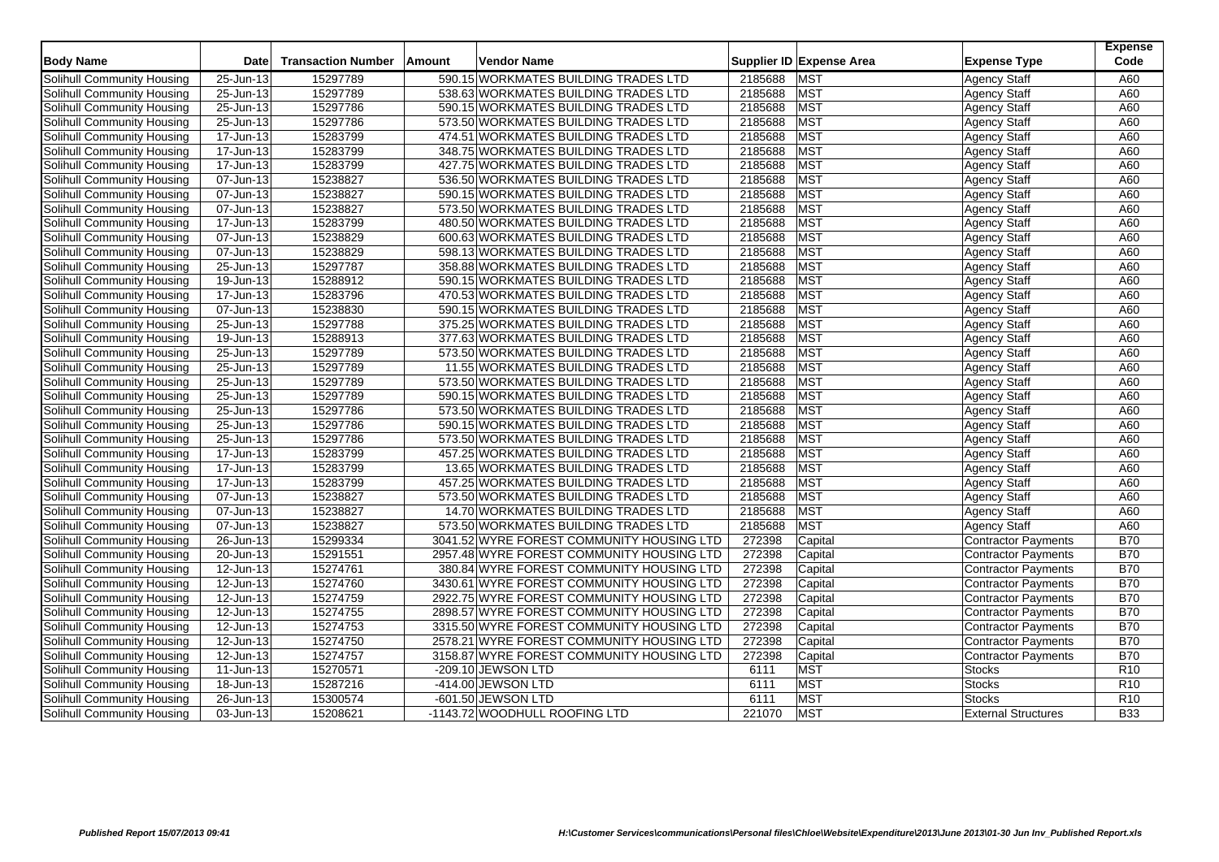| Body Name | Date | Transaction Number | Amount | Vendor Name | Supplier ID | Expense Area | Expense Type | Expense Code |
|---|---|---|---|---|---|---|---|---|
| Solihull Community Housing | 25-Jun-13 | 15297789 | 590.15 | WORKMATES BUILDING TRADES LTD | 2185688 | MST | Agency Staff | A60 |
| Solihull Community Housing | 25-Jun-13 | 15297789 | 538.63 | WORKMATES BUILDING TRADES LTD | 2185688 | MST | Agency Staff | A60 |
| Solihull Community Housing | 25-Jun-13 | 15297786 | 590.15 | WORKMATES BUILDING TRADES LTD | 2185688 | MST | Agency Staff | A60 |
| Solihull Community Housing | 25-Jun-13 | 15297786 | 573.50 | WORKMATES BUILDING TRADES LTD | 2185688 | MST | Agency Staff | A60 |
| Solihull Community Housing | 17-Jun-13 | 15283799 | 474.51 | WORKMATES BUILDING TRADES LTD | 2185688 | MST | Agency Staff | A60 |
| Solihull Community Housing | 17-Jun-13 | 15283799 | 348.75 | WORKMATES BUILDING TRADES LTD | 2185688 | MST | Agency Staff | A60 |
| Solihull Community Housing | 17-Jun-13 | 15283799 | 427.75 | WORKMATES BUILDING TRADES LTD | 2185688 | MST | Agency Staff | A60 |
| Solihull Community Housing | 07-Jun-13 | 15238827 | 536.50 | WORKMATES BUILDING TRADES LTD | 2185688 | MST | Agency Staff | A60 |
| Solihull Community Housing | 07-Jun-13 | 15238827 | 590.15 | WORKMATES BUILDING TRADES LTD | 2185688 | MST | Agency Staff | A60 |
| Solihull Community Housing | 07-Jun-13 | 15238827 | 573.50 | WORKMATES BUILDING TRADES LTD | 2185688 | MST | Agency Staff | A60 |
| Solihull Community Housing | 17-Jun-13 | 15283799 | 480.50 | WORKMATES BUILDING TRADES LTD | 2185688 | MST | Agency Staff | A60 |
| Solihull Community Housing | 07-Jun-13 | 15238829 | 600.63 | WORKMATES BUILDING TRADES LTD | 2185688 | MST | Agency Staff | A60 |
| Solihull Community Housing | 07-Jun-13 | 15238829 | 598.13 | WORKMATES BUILDING TRADES LTD | 2185688 | MST | Agency Staff | A60 |
| Solihull Community Housing | 25-Jun-13 | 15297787 | 358.88 | WORKMATES BUILDING TRADES LTD | 2185688 | MST | Agency Staff | A60 |
| Solihull Community Housing | 19-Jun-13 | 15288912 | 590.15 | WORKMATES BUILDING TRADES LTD | 2185688 | MST | Agency Staff | A60 |
| Solihull Community Housing | 17-Jun-13 | 15283796 | 470.53 | WORKMATES BUILDING TRADES LTD | 2185688 | MST | Agency Staff | A60 |
| Solihull Community Housing | 07-Jun-13 | 15238830 | 590.15 | WORKMATES BUILDING TRADES LTD | 2185688 | MST | Agency Staff | A60 |
| Solihull Community Housing | 25-Jun-13 | 15297788 | 375.25 | WORKMATES BUILDING TRADES LTD | 2185688 | MST | Agency Staff | A60 |
| Solihull Community Housing | 19-Jun-13 | 15288913 | 377.63 | WORKMATES BUILDING TRADES LTD | 2185688 | MST | Agency Staff | A60 |
| Solihull Community Housing | 25-Jun-13 | 15297789 | 573.50 | WORKMATES BUILDING TRADES LTD | 2185688 | MST | Agency Staff | A60 |
| Solihull Community Housing | 25-Jun-13 | 15297789 | 11.55 | WORKMATES BUILDING TRADES LTD | 2185688 | MST | Agency Staff | A60 |
| Solihull Community Housing | 25-Jun-13 | 15297789 | 573.50 | WORKMATES BUILDING TRADES LTD | 2185688 | MST | Agency Staff | A60 |
| Solihull Community Housing | 25-Jun-13 | 15297789 | 590.15 | WORKMATES BUILDING TRADES LTD | 2185688 | MST | Agency Staff | A60 |
| Solihull Community Housing | 25-Jun-13 | 15297786 | 573.50 | WORKMATES BUILDING TRADES LTD | 2185688 | MST | Agency Staff | A60 |
| Solihull Community Housing | 25-Jun-13 | 15297786 | 590.15 | WORKMATES BUILDING TRADES LTD | 2185688 | MST | Agency Staff | A60 |
| Solihull Community Housing | 25-Jun-13 | 15297786 | 573.50 | WORKMATES BUILDING TRADES LTD | 2185688 | MST | Agency Staff | A60 |
| Solihull Community Housing | 17-Jun-13 | 15283799 | 457.25 | WORKMATES BUILDING TRADES LTD | 2185688 | MST | Agency Staff | A60 |
| Solihull Community Housing | 17-Jun-13 | 15283799 | 13.65 | WORKMATES BUILDING TRADES LTD | 2185688 | MST | Agency Staff | A60 |
| Solihull Community Housing | 17-Jun-13 | 15283799 | 457.25 | WORKMATES BUILDING TRADES LTD | 2185688 | MST | Agency Staff | A60 |
| Solihull Community Housing | 07-Jun-13 | 15238827 | 573.50 | WORKMATES BUILDING TRADES LTD | 2185688 | MST | Agency Staff | A60 |
| Solihull Community Housing | 07-Jun-13 | 15238827 | 14.70 | WORKMATES BUILDING TRADES LTD | 2185688 | MST | Agency Staff | A60 |
| Solihull Community Housing | 07-Jun-13 | 15238827 | 573.50 | WORKMATES BUILDING TRADES LTD | 2185688 | MST | Agency Staff | A60 |
| Solihull Community Housing | 26-Jun-13 | 15299334 | 3041.52 | WYRE FOREST COMMUNITY HOUSING LTD | 272398 | Capital | Contractor Payments | B70 |
| Solihull Community Housing | 20-Jun-13 | 15291551 | 2957.48 | WYRE FOREST COMMUNITY HOUSING LTD | 272398 | Capital | Contractor Payments | B70 |
| Solihull Community Housing | 12-Jun-13 | 15274761 | 380.84 | WYRE FOREST COMMUNITY HOUSING LTD | 272398 | Capital | Contractor Payments | B70 |
| Solihull Community Housing | 12-Jun-13 | 15274760 | 3430.61 | WYRE FOREST COMMUNITY HOUSING LTD | 272398 | Capital | Contractor Payments | B70 |
| Solihull Community Housing | 12-Jun-13 | 15274759 | 2922.75 | WYRE FOREST COMMUNITY HOUSING LTD | 272398 | Capital | Contractor Payments | B70 |
| Solihull Community Housing | 12-Jun-13 | 15274755 | 2898.57 | WYRE FOREST COMMUNITY HOUSING LTD | 272398 | Capital | Contractor Payments | B70 |
| Solihull Community Housing | 12-Jun-13 | 15274753 | 3315.50 | WYRE FOREST COMMUNITY HOUSING LTD | 272398 | Capital | Contractor Payments | B70 |
| Solihull Community Housing | 12-Jun-13 | 15274750 | 2578.21 | WYRE FOREST COMMUNITY HOUSING LTD | 272398 | Capital | Contractor Payments | B70 |
| Solihull Community Housing | 12-Jun-13 | 15274757 | 3158.87 | WYRE FOREST COMMUNITY HOUSING LTD | 272398 | Capital | Contractor Payments | B70 |
| Solihull Community Housing | 11-Jun-13 | 15270571 | -209.10 | JEWSON LTD | 6111 | MST | Stocks | R10 |
| Solihull Community Housing | 18-Jun-13 | 15287216 | -414.00 | JEWSON LTD | 6111 | MST | Stocks | R10 |
| Solihull Community Housing | 26-Jun-13 | 15300574 | -601.50 | JEWSON LTD | 6111 | MST | Stocks | R10 |
| Solihull Community Housing | 03-Jun-13 | 15208621 | -1143.72 | WOODHULL ROOFING LTD | 221070 | MST | External Structures | B33 |